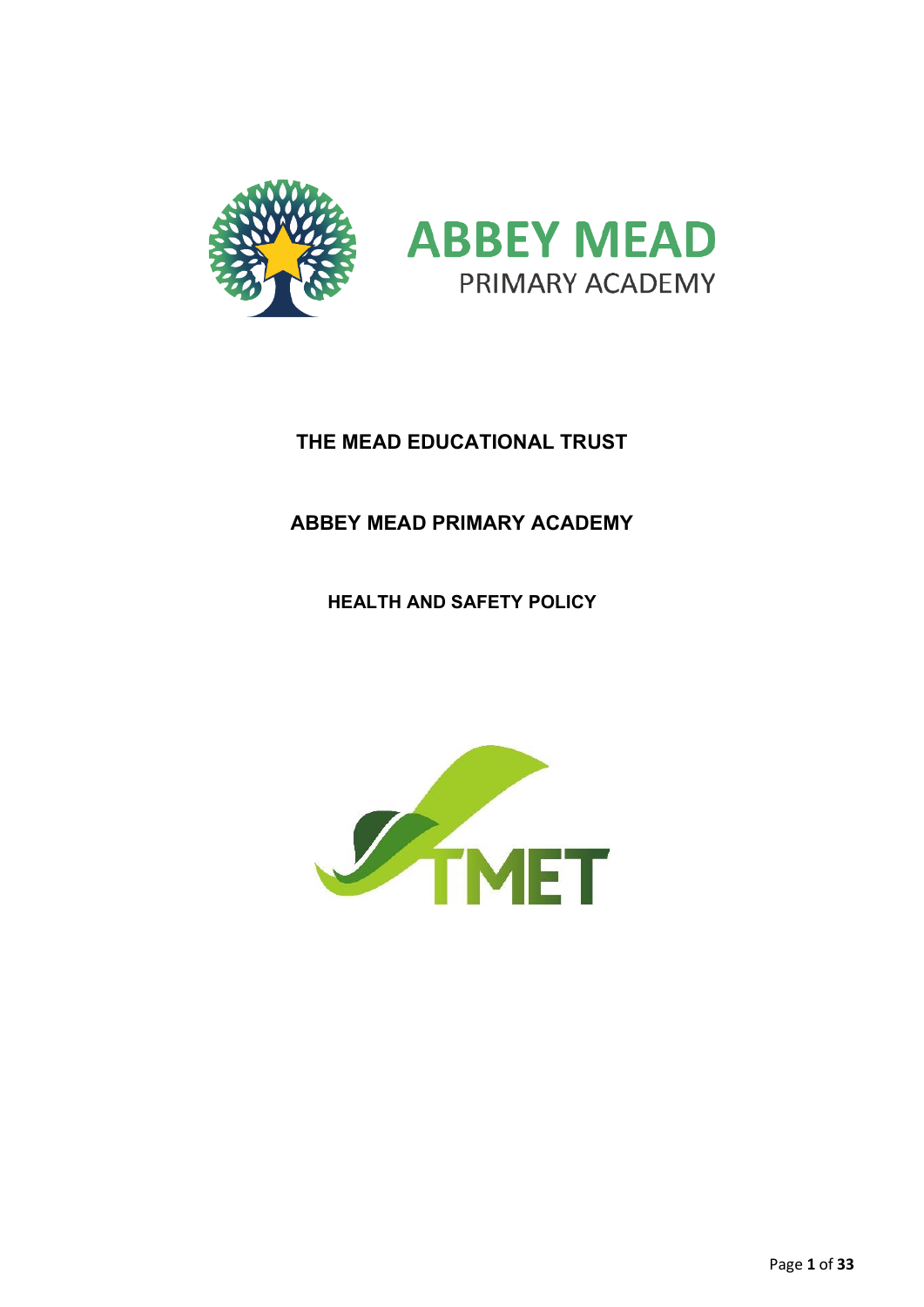ABBEY MEAD
PRIMARY ACADEMY

# THE MEAD EDUCATIONAL TRUST

## ABBEY MEAD PRIMARY ACADEMY

### HEALTH AND SAFETY POLICY

TMET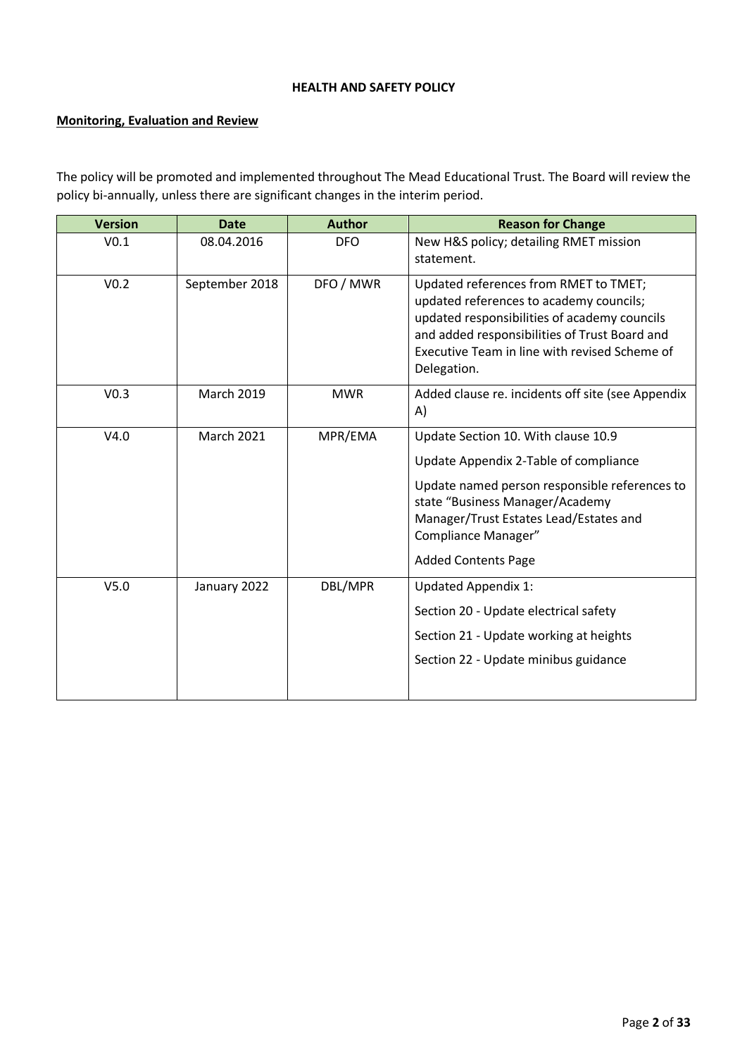**HEALTH AND SAFETY POLICY**

**Monitoring, Evaluation and Review**

The policy will be promoted and implemented throughout The Mead Educational Trust. The Board will review the policy bi-annually, unless there are significant changes in the interim period.

| Version | Date | Author | Reason for Change |
|---|---|---|---|
| V0.1 | 08.04.2016 | DFO | New H&S policy; detailing RMET mission statement. |
| V0.2 | September 2018 | DFO / MWR | Updated references from RMET to TMET; updated references to academy councils; updated responsibilities of academy councils and added responsibilities of Trust Board and Executive Team in line with revised Scheme of Delegation. |
| V0.3 | March 2019 | MWR | Added clause re. incidents off site (see Appendix A) |
| V4.0 | March 2021 | MPR/EMA | Update Section 10. With clause 10.9<br>Update Appendix 2-Table of compliance<br>Update named person responsible references to state "Business Manager/Academy Manager/Trust Estates Lead/Estates and Compliance Manager"<br>Added Contents Page |
| V5.0 | January 2022 | DBL/MPR | Updated Appendix 1:<br>Section 20 - Update electrical safety<br>Section 21 - Update working at heights<br>Section 22 - Update minibus guidance |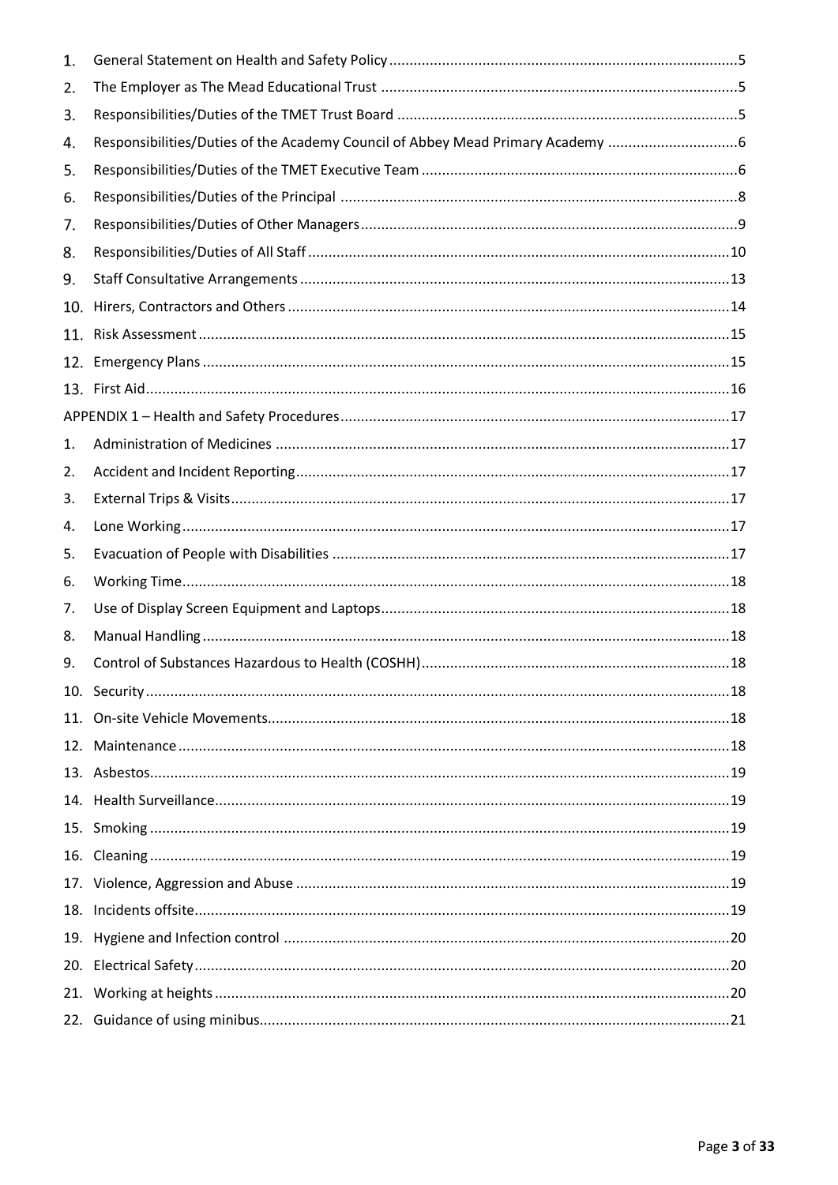1. General Statement on Health and Safety Policy ..... 5
2. The Employer as The Mead Educational Trust ..... 5
3. Responsibilities/Duties of the TMET Trust Board ..... 5
4. Responsibilities/Duties of the Academy Council of Abbey Mead Primary Academy ..... 6
5. Responsibilities/Duties of the TMET Executive Team ..... 6
6. Responsibilities/Duties of the Principal ..... 8
7. Responsibilities/Duties of Other Managers ..... 9
8. Responsibilities/Duties of All Staff ..... 10
9. Staff Consultative Arrangements ..... 13
10. Hirers, Contractors and Others ..... 14
11. Risk Assessment ..... 15
12. Emergency Plans ..... 15
13. First Aid ..... 16

APPENDIX 1 – Health and Safety Procedures ..... 17

1. Administration of Medicines ..... 17
2. Accident and Incident Reporting ..... 17
3. External Trips & Visits ..... 17
4. Lone Working ..... 17
5. Evacuation of People with Disabilities ..... 17
6. Working Time ..... 18
7. Use of Display Screen Equipment and Laptops ..... 18
8. Manual Handling ..... 18
9. Control of Substances Hazardous to Health (COSHH) ..... 18
10. Security ..... 18
11. On-site Vehicle Movements ..... 18
12. Maintenance ..... 18
13. Asbestos ..... 19
14. Health Surveillance ..... 19
15. Smoking ..... 19
16. Cleaning ..... 19
17. Violence, Aggression and Abuse ..... 19
18. Incidents offsite ..... 19
19. Hygiene and Infection control ..... 20
20. Electrical Safety ..... 20
21. Working at heights ..... 20
22. Guidance of using minibus ..... 21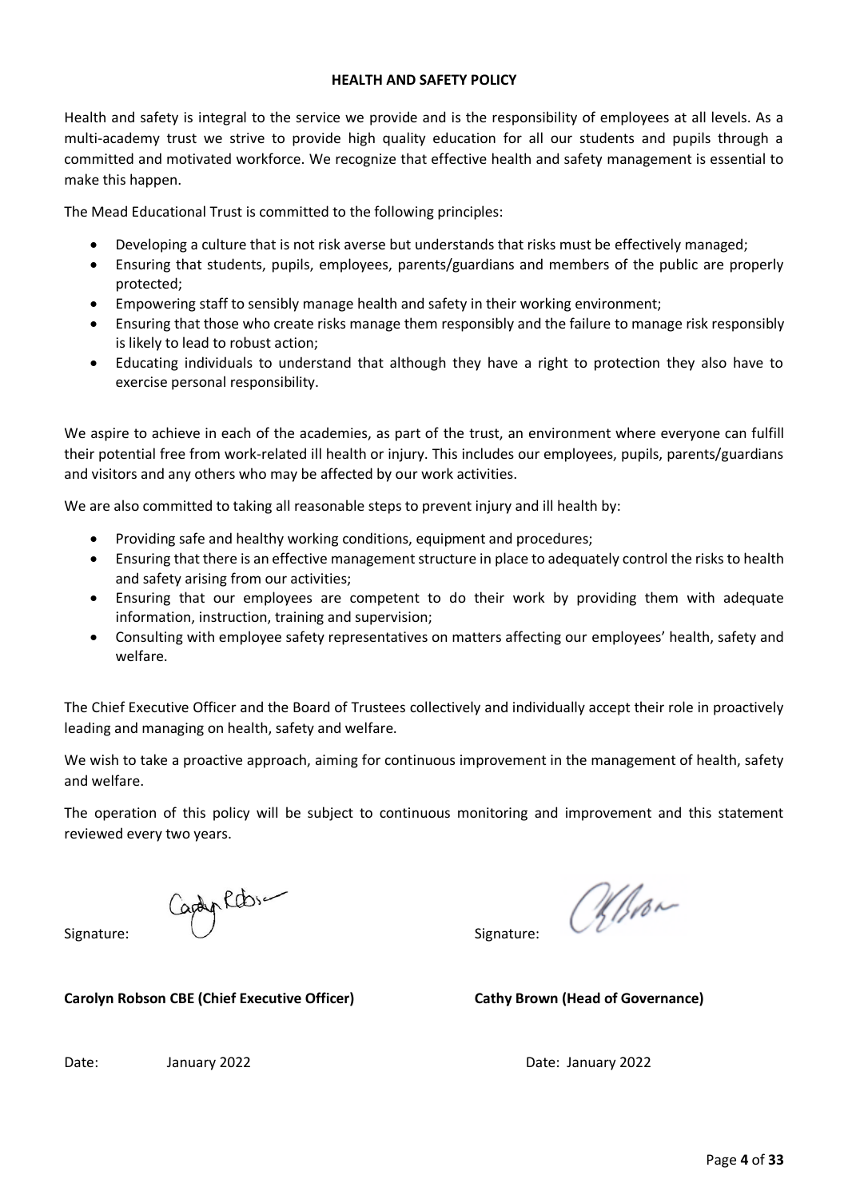# HEALTH AND SAFETY POLICY

Health and safety is integral to the service we provide and is the responsibility of employees at all levels. As a multi-academy trust we strive to provide high quality education for all our students and pupils through a committed and motivated workforce. We recognize that effective health and safety management is essential to make this happen.

The Mead Educational Trust is committed to the following principles:

- Developing a culture that is not risk averse but understands that risks must be effectively managed;
- Ensuring that students, pupils, employees, parents/guardians and members of the public are properly protected;
- Empowering staff to sensibly manage health and safety in their working environment;
- Ensuring that those who create risks manage them responsibly and the failure to manage risk responsibly is likely to lead to robust action;
- Educating individuals to understand that although they have a right to protection they also have to exercise personal responsibility.

We aspire to achieve in each of the academies, as part of the trust, an environment where everyone can fulfill their potential free from work-related ill health or injury. This includes our employees, pupils, parents/guardians and visitors and any others who may be affected by our work activities.

We are also committed to taking all reasonable steps to prevent injury and ill health by:

- Providing safe and healthy working conditions, equipment and procedures;
- Ensuring that there is an effective management structure in place to adequately control the risks to health and safety arising from our activities;
- Ensuring that our employees are competent to do their work by providing them with adequate information, instruction, training and supervision;
- Consulting with employee safety representatives on matters affecting our employees' health, safety and welfare.

The Chief Executive Officer and the Board of Trustees collectively and individually accept their role in proactively leading and managing on health, safety and welfare.

We wish to take a proactive approach, aiming for continuous improvement in the management of health, safety and welfare.

The operation of this policy will be subject to continuous monitoring and improvement and this statement reviewed every two years.

Signature:

**Carolyn Robson CBE (Chief Executive Officer)**

Date: January 2022

Signature:

**Cathy Brown (Head of Governance)**

Date: January 2022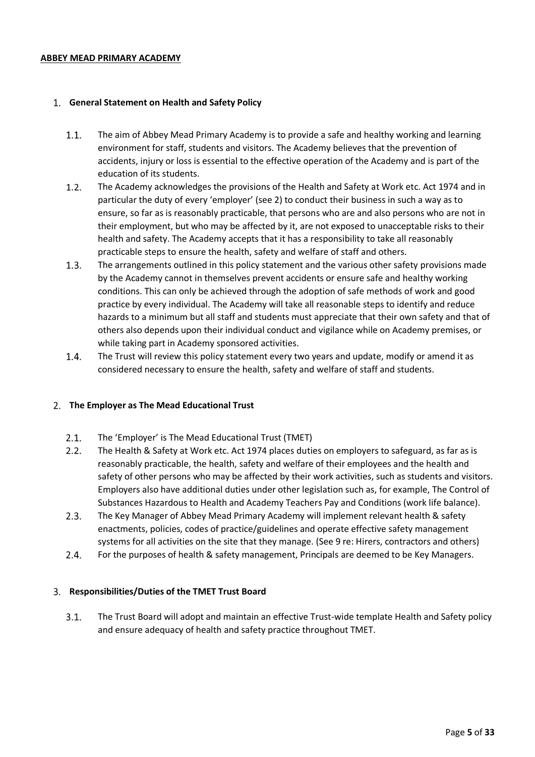**ABBEY MEAD PRIMARY ACADEMY**

## 1. General Statement on Health and Safety Policy

1.1. The aim of Abbey Mead Primary Academy is to provide a safe and healthy working and learning environment for staff, students and visitors. The Academy believes that the prevention of accidents, injury or loss is essential to the effective operation of the Academy and is part of the education of its students.

1.2. The Academy acknowledges the provisions of the Health and Safety at Work etc. Act 1974 and in particular the duty of every 'employer' (see 2) to conduct their business in such a way as to ensure, so far as is reasonably practicable, that persons who are and also persons who are not in their employment, but who may be affected by it, are not exposed to unacceptable risks to their health and safety. The Academy accepts that it has a responsibility to take all reasonably practicable steps to ensure the health, safety and welfare of staff and others.

1.3. The arrangements outlined in this policy statement and the various other safety provisions made by the Academy cannot in themselves prevent accidents or ensure safe and healthy working conditions. This can only be achieved through the adoption of safe methods of work and good practice by every individual. The Academy will take all reasonable steps to identify and reduce hazards to a minimum but all staff and students must appreciate that their own safety and that of others also depends upon their individual conduct and vigilance while on Academy premises, or while taking part in Academy sponsored activities.

1.4. The Trust will review this policy statement every two years and update, modify or amend it as considered necessary to ensure the health, safety and welfare of staff and students.

## 2. The Employer as The Mead Educational Trust

2.1. The 'Employer' is The Mead Educational Trust (TMET)

2.2. The Health & Safety at Work etc. Act 1974 places duties on employers to safeguard, as far as is reasonably practicable, the health, safety and welfare of their employees and the health and safety of other persons who may be affected by their work activities, such as students and visitors. Employers also have additional duties under other legislation such as, for example, The Control of Substances Hazardous to Health and Academy Teachers Pay and Conditions (work life balance).

2.3. The Key Manager of Abbey Mead Primary Academy will implement relevant health & safety enactments, policies, codes of practice/guidelines and operate effective safety management systems for all activities on the site that they manage. (See 9 re: Hirers, contractors and others)

2.4. For the purposes of health & safety management, Principals are deemed to be Key Managers.

## 3. Responsibilities/Duties of the TMET Trust Board

3.1. The Trust Board will adopt and maintain an effective Trust-wide template Health and Safety policy and ensure adequacy of health and safety practice throughout TMET.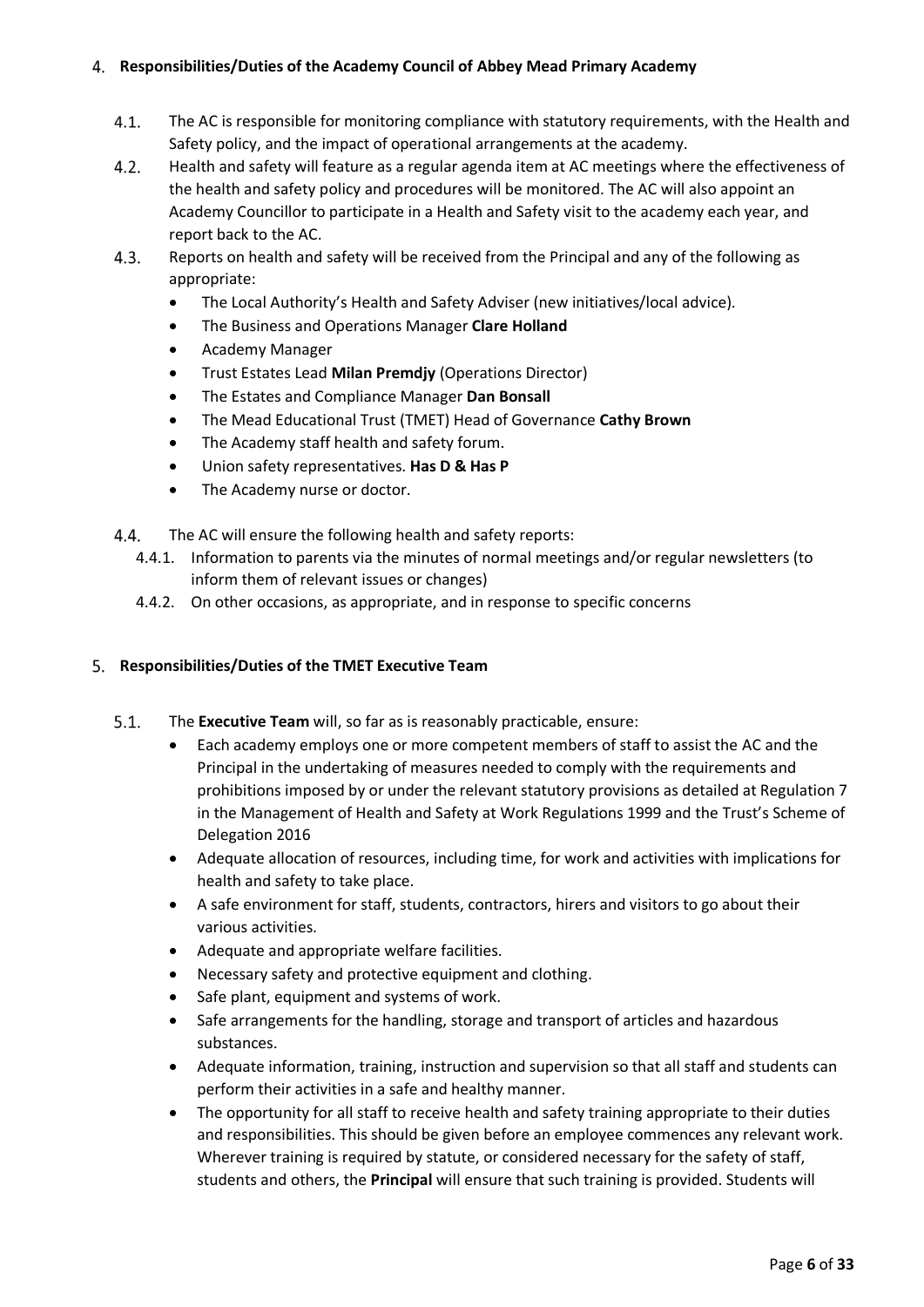## 4. Responsibilities/Duties of the Academy Council of Abbey Mead Primary Academy

4.1. The AC is responsible for monitoring compliance with statutory requirements, with the Health and Safety policy, and the impact of operational arrangements at the academy.

4.2. Health and safety will feature as a regular agenda item at AC meetings where the effectiveness of the health and safety policy and procedures will be monitored. The AC will also appoint an Academy Councillor to participate in a Health and Safety visit to the academy each year, and report back to the AC.

4.3. Reports on health and safety will be received from the Principal and any of the following as appropriate:

- The Local Authority's Health and Safety Adviser (new initiatives/local advice).
- The Business and Operations Manager **Clare Holland**
- Academy Manager
- Trust Estates Lead **Milan Premdjy** (Operations Director)
- The Estates and Compliance Manager **Dan Bonsall**
- The Mead Educational Trust (TMET) Head of Governance **Cathy Brown**
- The Academy staff health and safety forum.
- Union safety representatives. **Has D & Has P**
- The Academy nurse or doctor.

4.4. The AC will ensure the following health and safety reports:

4.4.1. Information to parents via the minutes of normal meetings and/or regular newsletters (to inform them of relevant issues or changes)

4.4.2. On other occasions, as appropriate, and in response to specific concerns

## 5. Responsibilities/Duties of the TMET Executive Team

5.1. The **Executive Team** will, so far as is reasonably practicable, ensure:

- Each academy employs one or more competent members of staff to assist the AC and the Principal in the undertaking of measures needed to comply with the requirements and prohibitions imposed by or under the relevant statutory provisions as detailed at Regulation 7 in the Management of Health and Safety at Work Regulations 1999 and the Trust's Scheme of Delegation 2016
- Adequate allocation of resources, including time, for work and activities with implications for health and safety to take place.
- A safe environment for staff, students, contractors, hirers and visitors to go about their various activities.
- Adequate and appropriate welfare facilities.
- Necessary safety and protective equipment and clothing.
- Safe plant, equipment and systems of work.
- Safe arrangements for the handling, storage and transport of articles and hazardous substances.
- Adequate information, training, instruction and supervision so that all staff and students can perform their activities in a safe and healthy manner.
- The opportunity for all staff to receive health and safety training appropriate to their duties and responsibilities. This should be given before an employee commences any relevant work. Wherever training is required by statute, or considered necessary for the safety of staff, students and others, the **Principal** will ensure that such training is provided. Students will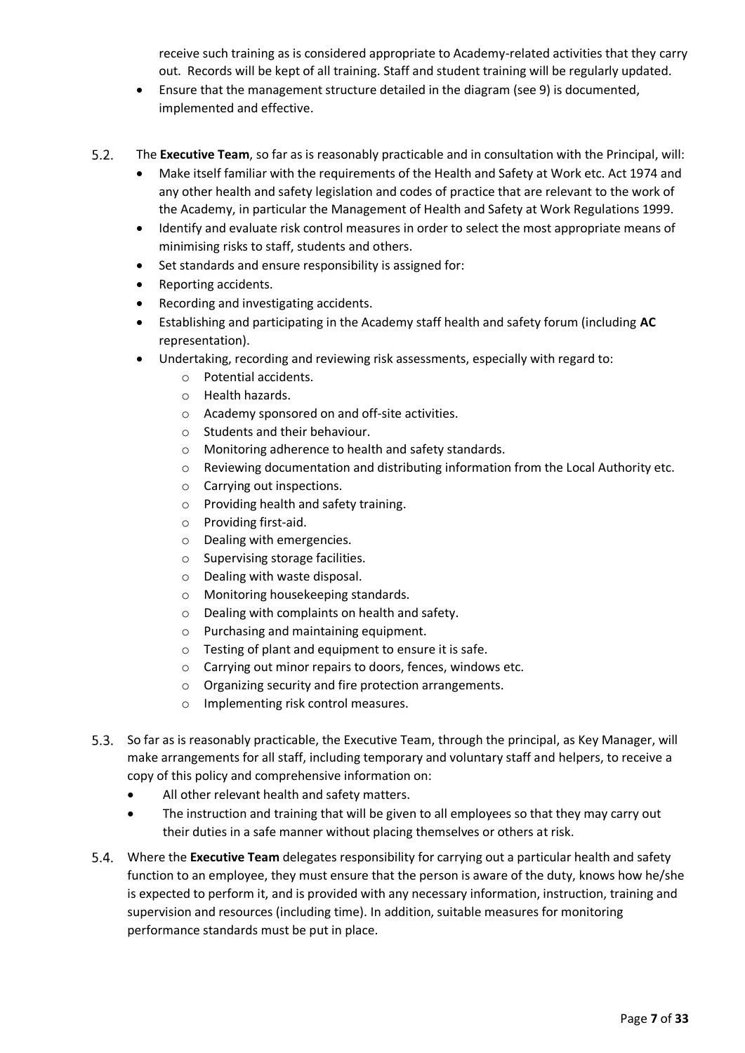receive such training as is considered appropriate to Academy-related activities that they carry out. Records will be kept of all training. Staff and student training will be regularly updated.

- Ensure that the management structure detailed in the diagram (see 9) is documented, implemented and effective.

5.2. The **Executive Team**, so far as is reasonably practicable and in consultation with the Principal, will:

- Make itself familiar with the requirements of the Health and Safety at Work etc. Act 1974 and any other health and safety legislation and codes of practice that are relevant to the work of the Academy, in particular the Management of Health and Safety at Work Regulations 1999.
- Identify and evaluate risk control measures in order to select the most appropriate means of minimising risks to staff, students and others.
- Set standards and ensure responsibility is assigned for:
- Reporting accidents.
- Recording and investigating accidents.
- Establishing and participating in the Academy staff health and safety forum (including **AC** representation).
- Undertaking, recording and reviewing risk assessments, especially with regard to:
    - Potential accidents.
    - Health hazards.
    - Academy sponsored on and off-site activities.
    - Students and their behaviour.
    - Monitoring adherence to health and safety standards.
    - Reviewing documentation and distributing information from the Local Authority etc.
    - Carrying out inspections.
    - Providing health and safety training.
    - Providing first-aid.
    - Dealing with emergencies.
    - Supervising storage facilities.
    - Dealing with waste disposal.
    - Monitoring housekeeping standards.
    - Dealing with complaints on health and safety.
    - Purchasing and maintaining equipment.
    - Testing of plant and equipment to ensure it is safe.
    - Carrying out minor repairs to doors, fences, windows etc.
    - Organizing security and fire protection arrangements.
    - Implementing risk control measures.

5.3. So far as is reasonably practicable, the Executive Team, through the principal, as Key Manager, will make arrangements for all staff, including temporary and voluntary staff and helpers, to receive a copy of this policy and comprehensive information on:

- All other relevant health and safety matters.
- The instruction and training that will be given to all employees so that they may carry out their duties in a safe manner without placing themselves or others at risk.

5.4. Where the **Executive Team** delegates responsibility for carrying out a particular health and safety function to an employee, they must ensure that the person is aware of the duty, knows how he/she is expected to perform it, and is provided with any necessary information, instruction, training and supervision and resources (including time). In addition, suitable measures for monitoring performance standards must be put in place.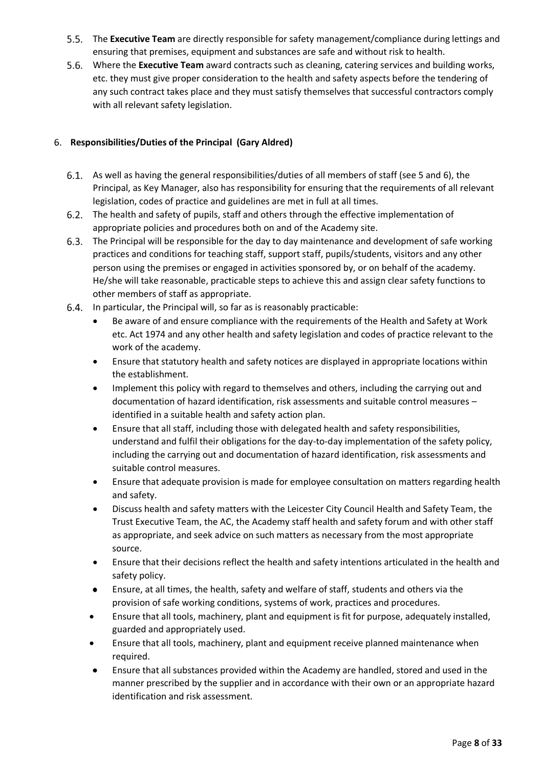5.5. The **Executive Team** are directly responsible for safety management/compliance during lettings and ensuring that premises, equipment and substances are safe and without risk to health.

5.6. Where the **Executive Team** award contracts such as cleaning, catering services and building works, etc. they must give proper consideration to the health and safety aspects before the tendering of any such contract takes place and they must satisfy themselves that successful contractors comply with all relevant safety legislation.

## 6. Responsibilities/Duties of the Principal (Gary Aldred)

6.1. As well as having the general responsibilities/duties of all members of staff (see 5 and 6), the Principal, as Key Manager, also has responsibility for ensuring that the requirements of all relevant legislation, codes of practice and guidelines are met in full at all times.

6.2. The health and safety of pupils, staff and others through the effective implementation of appropriate policies and procedures both on and of the Academy site.

6.3. The Principal will be responsible for the day to day maintenance and development of safe working practices and conditions for teaching staff, support staff, pupils/students, visitors and any other person using the premises or engaged in activities sponsored by, or on behalf of the academy. He/she will take reasonable, practicable steps to achieve this and assign clear safety functions to other members of staff as appropriate.

6.4. In particular, the Principal will, so far as is reasonably practicable:

- Be aware of and ensure compliance with the requirements of the Health and Safety at Work etc. Act 1974 and any other health and safety legislation and codes of practice relevant to the work of the academy.
- Ensure that statutory health and safety notices are displayed in appropriate locations within the establishment.
- Implement this policy with regard to themselves and others, including the carrying out and documentation of hazard identification, risk assessments and suitable control measures – identified in a suitable health and safety action plan.
- Ensure that all staff, including those with delegated health and safety responsibilities, understand and fulfil their obligations for the day-to-day implementation of the safety policy, including the carrying out and documentation of hazard identification, risk assessments and suitable control measures.
- Ensure that adequate provision is made for employee consultation on matters regarding health and safety.
- Discuss health and safety matters with the Leicester City Council Health and Safety Team, the Trust Executive Team, the AC, the Academy staff health and safety forum and with other staff as appropriate, and seek advice on such matters as necessary from the most appropriate source.
- Ensure that their decisions reflect the health and safety intentions articulated in the health and safety policy.
- Ensure, at all times, the health, safety and welfare of staff, students and others via the provision of safe working conditions, systems of work, practices and procedures.
- Ensure that all tools, machinery, plant and equipment is fit for purpose, adequately installed, guarded and appropriately used.
- Ensure that all tools, machinery, plant and equipment receive planned maintenance when required.
- Ensure that all substances provided within the Academy are handled, stored and used in the manner prescribed by the supplier and in accordance with their own or an appropriate hazard identification and risk assessment.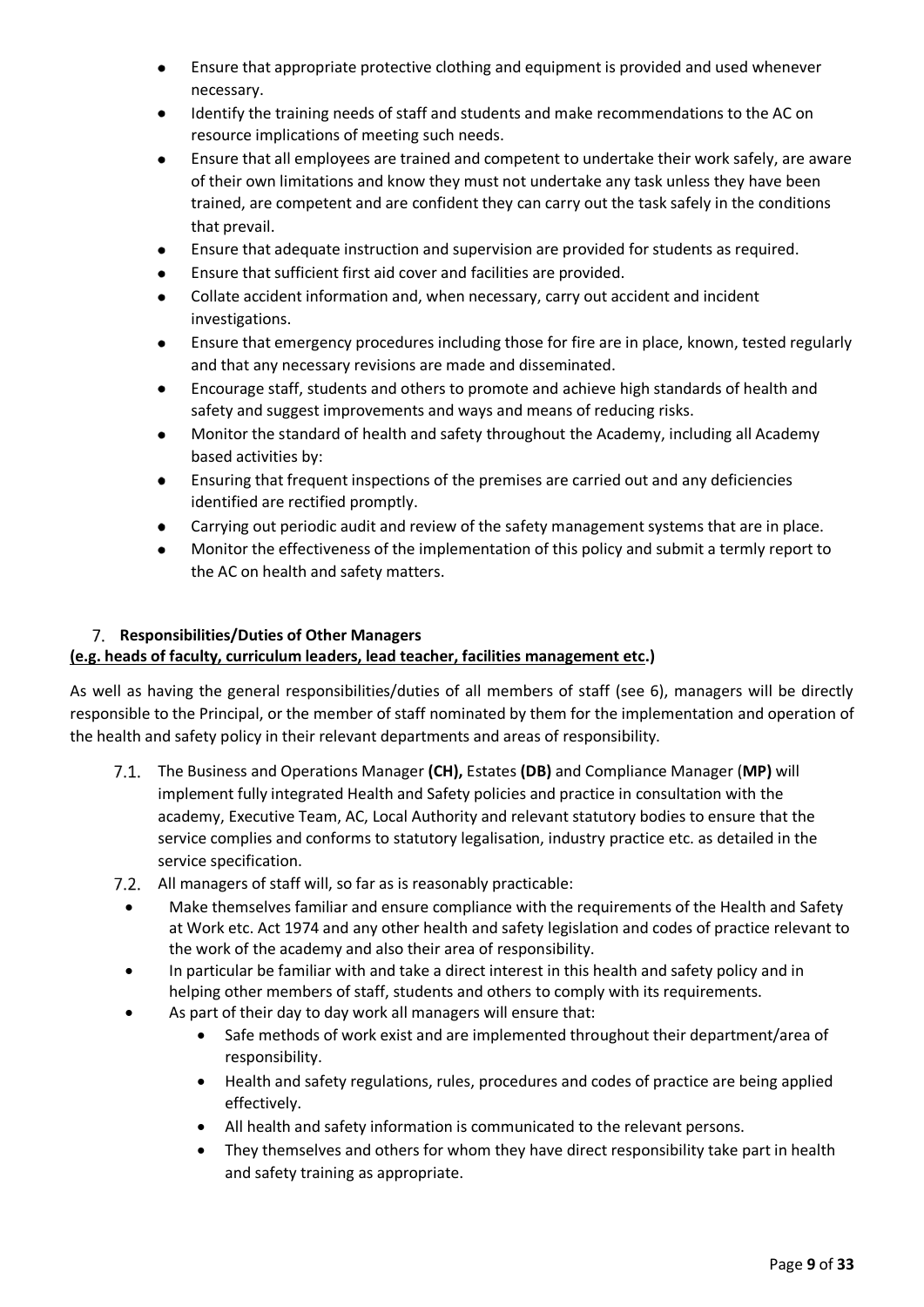- Ensure that appropriate protective clothing and equipment is provided and used whenever necessary.
- Identify the training needs of staff and students and make recommendations to the AC on resource implications of meeting such needs.
- Ensure that all employees are trained and competent to undertake their work safely, are aware of their own limitations and know they must not undertake any task unless they have been trained, are competent and are confident they can carry out the task safely in the conditions that prevail.
- Ensure that adequate instruction and supervision are provided for students as required.
- Ensure that sufficient first aid cover and facilities are provided.
- Collate accident information and, when necessary, carry out accident and incident investigations.
- Ensure that emergency procedures including those for fire are in place, known, tested regularly and that any necessary revisions are made and disseminated.
- Encourage staff, students and others to promote and achieve high standards of health and safety and suggest improvements and ways and means of reducing risks.
- Monitor the standard of health and safety throughout the Academy, including all Academy based activities by:
- Ensuring that frequent inspections of the premises are carried out and any deficiencies identified are rectified promptly.
- Carrying out periodic audit and review of the safety management systems that are in place.
- Monitor the effectiveness of the implementation of this policy and submit a termly report to the AC on health and safety matters.

## 7. Responsibilities/Duties of Other Managers

**(e.g. heads of faculty, curriculum leaders, lead teacher, facilities management etc.)**

As well as having the general responsibilities/duties of all members of staff (see 6), managers will be directly responsible to the Principal, or the member of staff nominated by them for the implementation and operation of the health and safety policy in their relevant departments and areas of responsibility.

7.1. The Business and Operations Manager **(CH),** Estates **(DB)** and Compliance Manager (**MP)** will implement fully integrated Health and Safety policies and practice in consultation with the academy, Executive Team, AC, Local Authority and relevant statutory bodies to ensure that the service complies and conforms to statutory legalisation, industry practice etc. as detailed in the service specification.

7.2. All managers of staff will, so far as is reasonably practicable:

- Make themselves familiar and ensure compliance with the requirements of the Health and Safety at Work etc. Act 1974 and any other health and safety legislation and codes of practice relevant to the work of the academy and also their area of responsibility.
- In particular be familiar with and take a direct interest in this health and safety policy and in helping other members of staff, students and others to comply with its requirements.
- As part of their day to day work all managers will ensure that:
  - Safe methods of work exist and are implemented throughout their department/area of responsibility.
  - Health and safety regulations, rules, procedures and codes of practice are being applied effectively.
  - All health and safety information is communicated to the relevant persons.
  - They themselves and others for whom they have direct responsibility take part in health and safety training as appropriate.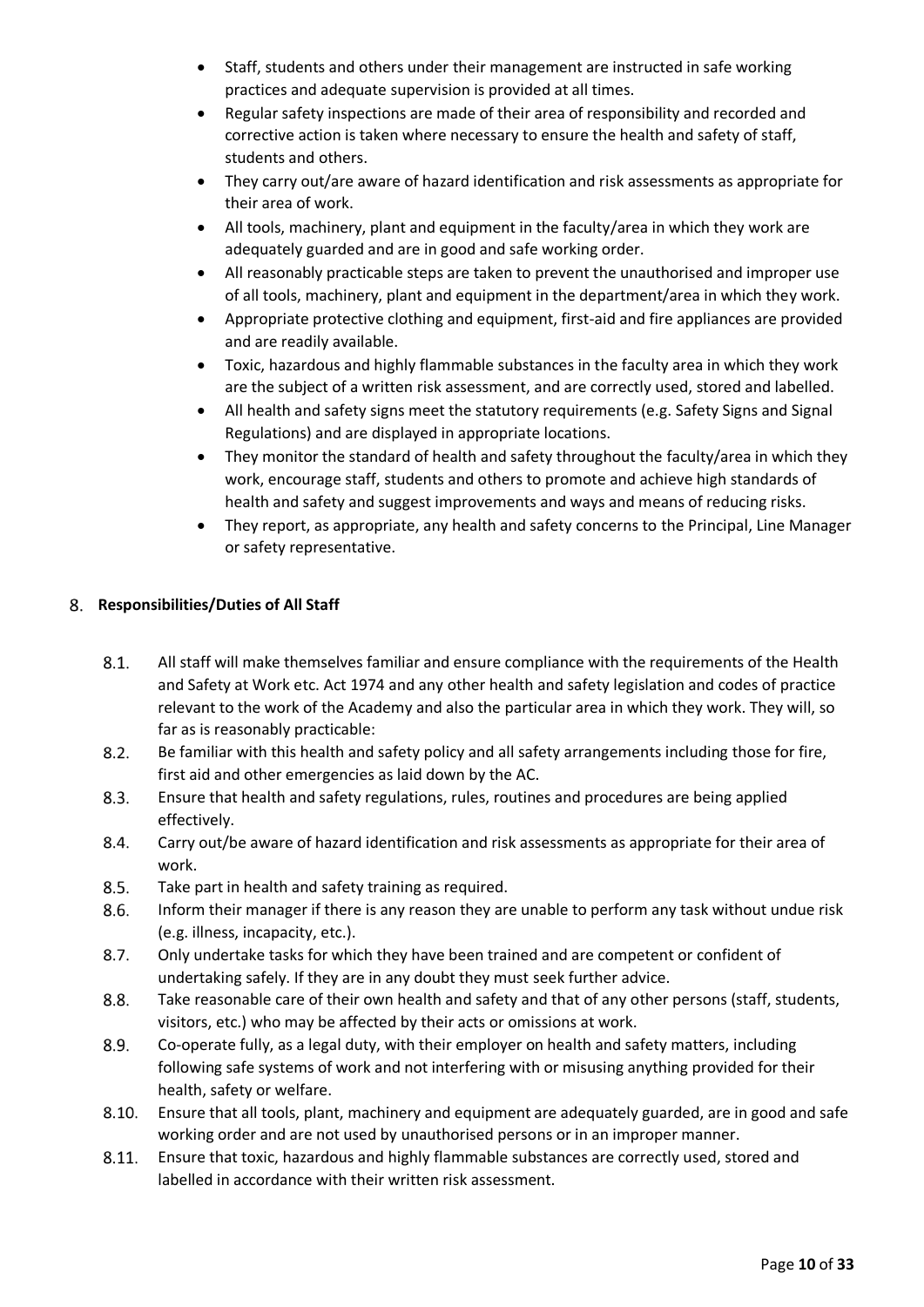- Staff, students and others under their management are instructed in safe working practices and adequate supervision is provided at all times.
- Regular safety inspections are made of their area of responsibility and recorded and corrective action is taken where necessary to ensure the health and safety of staff, students and others.
- They carry out/are aware of hazard identification and risk assessments as appropriate for their area of work.
- All tools, machinery, plant and equipment in the faculty/area in which they work are adequately guarded and are in good and safe working order.
- All reasonably practicable steps are taken to prevent the unauthorised and improper use of all tools, machinery, plant and equipment in the department/area in which they work.
- Appropriate protective clothing and equipment, first-aid and fire appliances are provided and are readily available.
- Toxic, hazardous and highly flammable substances in the faculty area in which they work are the subject of a written risk assessment, and are correctly used, stored and labelled.
- All health and safety signs meet the statutory requirements (e.g. Safety Signs and Signal Regulations) and are displayed in appropriate locations.
- They monitor the standard of health and safety throughout the faculty/area in which they work, encourage staff, students and others to promote and achieve high standards of health and safety and suggest improvements and ways and means of reducing risks.
- They report, as appropriate, any health and safety concerns to the Principal, Line Manager or safety representative.

## 8. Responsibilities/Duties of All Staff

8.1. All staff will make themselves familiar and ensure compliance with the requirements of the Health and Safety at Work etc. Act 1974 and any other health and safety legislation and codes of practice relevant to the work of the Academy and also the particular area in which they work. They will, so far as is reasonably practicable:

8.2. Be familiar with this health and safety policy and all safety arrangements including those for fire, first aid and other emergencies as laid down by the AC.

8.3. Ensure that health and safety regulations, rules, routines and procedures are being applied effectively.

8.4. Carry out/be aware of hazard identification and risk assessments as appropriate for their area of work.

8.5. Take part in health and safety training as required.

8.6. Inform their manager if there is any reason they are unable to perform any task without undue risk (e.g. illness, incapacity, etc.).

8.7. Only undertake tasks for which they have been trained and are competent or confident of undertaking safely. If they are in any doubt they must seek further advice.

8.8. Take reasonable care of their own health and safety and that of any other persons (staff, students, visitors, etc.) who may be affected by their acts or omissions at work.

8.9. Co-operate fully, as a legal duty, with their employer on health and safety matters, including following safe systems of work and not interfering with or misusing anything provided for their health, safety or welfare.

8.10. Ensure that all tools, plant, machinery and equipment are adequately guarded, are in good and safe working order and are not used by unauthorised persons or in an improper manner.

8.11. Ensure that toxic, hazardous and highly flammable substances are correctly used, stored and labelled in accordance with their written risk assessment.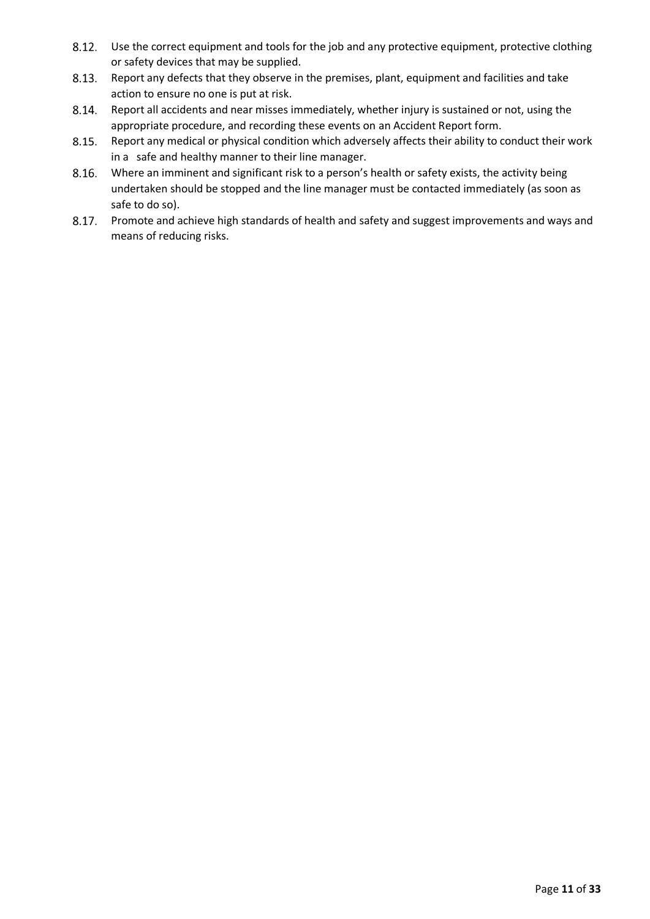8.12. Use the correct equipment and tools for the job and any protective equipment, protective clothing or safety devices that may be supplied.

8.13. Report any defects that they observe in the premises, plant, equipment and facilities and take action to ensure no one is put at risk.

8.14. Report all accidents and near misses immediately, whether injury is sustained or not, using the appropriate procedure, and recording these events on an Accident Report form.

8.15. Report any medical or physical condition which adversely affects their ability to conduct their work in a safe and healthy manner to their line manager.

8.16. Where an imminent and significant risk to a person's health or safety exists, the activity being undertaken should be stopped and the line manager must be contacted immediately (as soon as safe to do so).

8.17. Promote and achieve high standards of health and safety and suggest improvements and ways and means of reducing risks.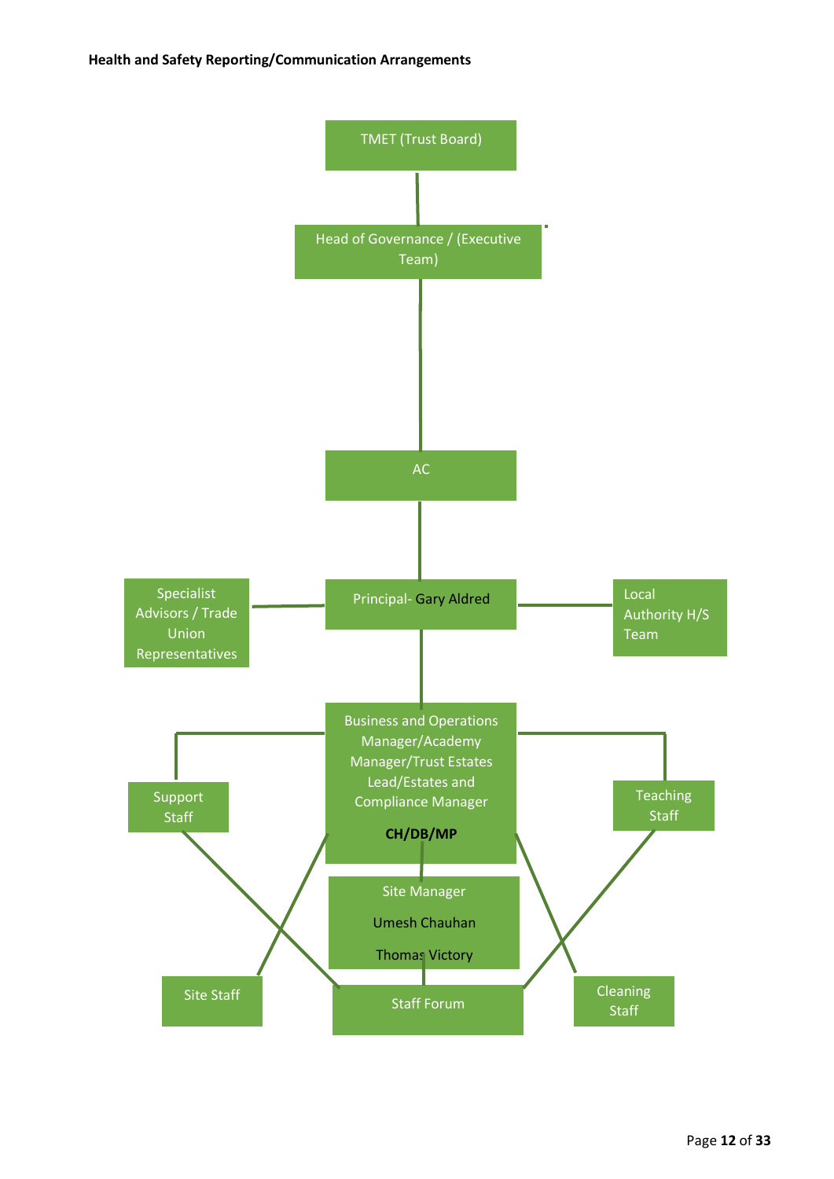**Health and Safety Reporting/Communication Arrangements**

TMET (Trust Board)

Head of Governance / (Executive Team)

AC

Specialist Advisors / Trade Union Representatives

Principal- Gary Aldred

Local Authority H/S Team

Business and Operations Manager/Academy Manager/Trust Estates Lead/Estates and Compliance Manager

**CH/DB/MP**

Support Staff

Teaching Staff

Site Manager

Umesh Chauhan

Thomas Victory

Site Staff

Staff Forum

Cleaning Staff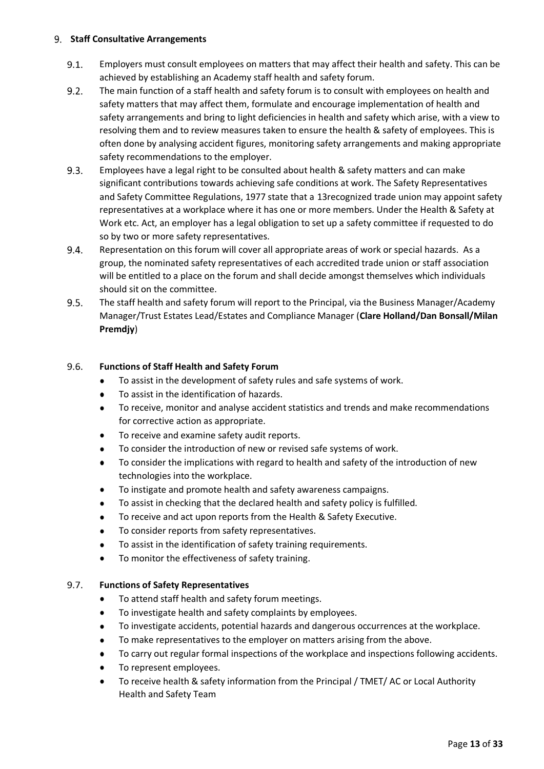## 9. Staff Consultative Arrangements

9.1. Employers must consult employees on matters that may affect their health and safety. This can be achieved by establishing an Academy staff health and safety forum.

9.2. The main function of a staff health and safety forum is to consult with employees on health and safety matters that may affect them, formulate and encourage implementation of health and safety arrangements and bring to light deficiencies in health and safety which arise, with a view to resolving them and to review measures taken to ensure the health & safety of employees. This is often done by analysing accident figures, monitoring safety arrangements and making appropriate safety recommendations to the employer.

9.3. Employees have a legal right to be consulted about health & safety matters and can make significant contributions towards achieving safe conditions at work. The Safety Representatives and Safety Committee Regulations, 1977 state that a 13recognized trade union may appoint safety representatives at a workplace where it has one or more members. Under the Health & Safety at Work etc. Act, an employer has a legal obligation to set up a safety committee if requested to do so by two or more safety representatives.

9.4. Representation on this forum will cover all appropriate areas of work or special hazards. As a group, the nominated safety representatives of each accredited trade union or staff association will be entitled to a place on the forum and shall decide amongst themselves which individuals should sit on the committee.

9.5. The staff health and safety forum will report to the Principal, via the Business Manager/Academy Manager/Trust Estates Lead/Estates and Compliance Manager (**Clare Holland/Dan Bonsall/Milan Premdjy**)

### 9.6. Functions of Staff Health and Safety Forum

- To assist in the development of safety rules and safe systems of work.
- To assist in the identification of hazards.
- To receive, monitor and analyse accident statistics and trends and make recommendations for corrective action as appropriate.
- To receive and examine safety audit reports.
- To consider the introduction of new or revised safe systems of work.
- To consider the implications with regard to health and safety of the introduction of new technologies into the workplace.
- To instigate and promote health and safety awareness campaigns.
- To assist in checking that the declared health and safety policy is fulfilled.
- To receive and act upon reports from the Health & Safety Executive.
- To consider reports from safety representatives.
- To assist in the identification of safety training requirements.
- To monitor the effectiveness of safety training.

### 9.7. Functions of Safety Representatives

- To attend staff health and safety forum meetings.
- To investigate health and safety complaints by employees.
- To investigate accidents, potential hazards and dangerous occurrences at the workplace.
- To make representatives to the employer on matters arising from the above.
- To carry out regular formal inspections of the workplace and inspections following accidents.
- To represent employees.
- To receive health & safety information from the Principal / TMET/ AC or Local Authority Health and Safety Team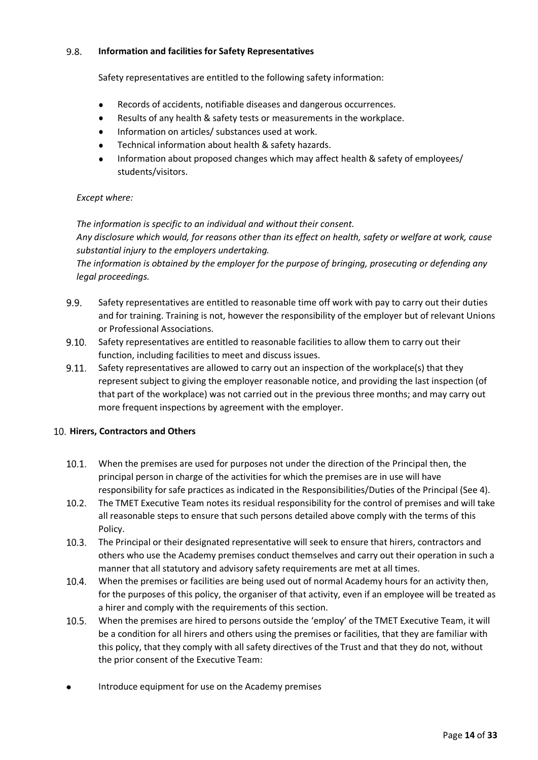### 9.8. Information and facilities for Safety Representatives

Safety representatives are entitled to the following safety information:

- Records of accidents, notifiable diseases and dangerous occurrences.
- Results of any health & safety tests or measurements in the workplace.
- Information on articles/ substances used at work.
- Technical information about health & safety hazards.
- Information about proposed changes which may affect health & safety of employees/ students/visitors.

*Except where:*

*The information is specific to an individual and without their consent.*
*Any disclosure which would, for reasons other than its effect on health, safety or welfare at work, cause substantial injury to the employers undertaking.*
*The information is obtained by the employer for the purpose of bringing, prosecuting or defending any legal proceedings.*

9.9. Safety representatives are entitled to reasonable time off work with pay to carry out their duties and for training. Training is not, however the responsibility of the employer but of relevant Unions or Professional Associations.

9.10. Safety representatives are entitled to reasonable facilities to allow them to carry out their function, including facilities to meet and discuss issues.

9.11. Safety representatives are allowed to carry out an inspection of the workplace(s) that they represent subject to giving the employer reasonable notice, and providing the last inspection (of that part of the workplace) was not carried out in the previous three months; and may carry out more frequent inspections by agreement with the employer.

## 10. Hirers, Contractors and Others

10.1. When the premises are used for purposes not under the direction of the Principal then, the principal person in charge of the activities for which the premises are in use will have responsibility for safe practices as indicated in the Responsibilities/Duties of the Principal (See 4).

10.2. The TMET Executive Team notes its residual responsibility for the control of premises and will take all reasonable steps to ensure that such persons detailed above comply with the terms of this Policy.

10.3. The Principal or their designated representative will seek to ensure that hirers, contractors and others who use the Academy premises conduct themselves and carry out their operation in such a manner that all statutory and advisory safety requirements are met at all times.

10.4. When the premises or facilities are being used out of normal Academy hours for an activity then, for the purposes of this policy, the organiser of that activity, even if an employee will be treated as a hirer and comply with the requirements of this section.

10.5. When the premises are hired to persons outside the 'employ' of the TMET Executive Team, it will be a condition for all hirers and others using the premises or facilities, that they are familiar with this policy, that they comply with all safety directives of the Trust and that they do not, without the prior consent of the Executive Team:

- Introduce equipment for use on the Academy premises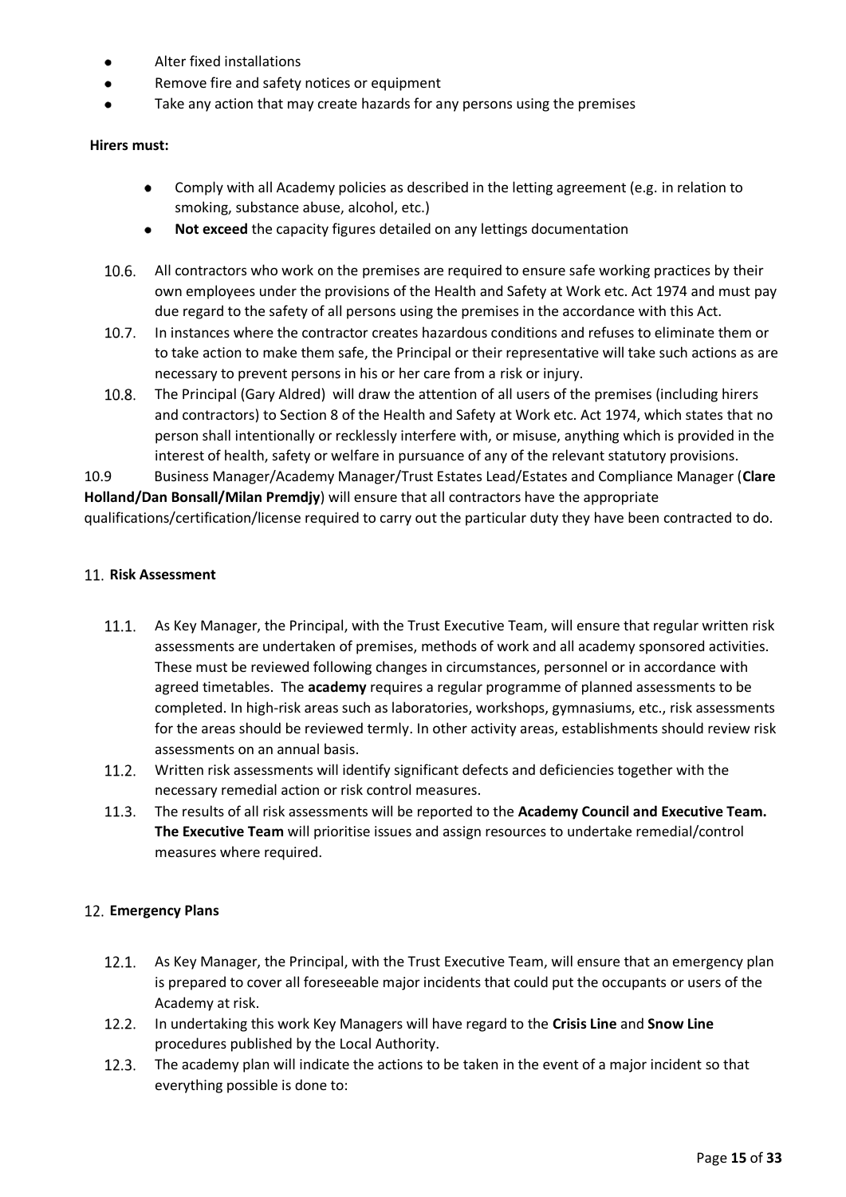- Alter fixed installations
- Remove fire and safety notices or equipment
- Take any action that may create hazards for any persons using the premises

**Hirers must:**

- Comply with all Academy policies as described in the letting agreement (e.g. in relation to smoking, substance abuse, alcohol, etc.)
- **Not exceed** the capacity figures detailed on any lettings documentation

10.6. All contractors who work on the premises are required to ensure safe working practices by their own employees under the provisions of the Health and Safety at Work etc. Act 1974 and must pay due regard to the safety of all persons using the premises in the accordance with this Act.

10.7. In instances where the contractor creates hazardous conditions and refuses to eliminate them or to take action to make them safe, the Principal or their representative will take such actions as are necessary to prevent persons in his or her care from a risk or injury.

10.8. The Principal (Gary Aldred) will draw the attention of all users of the premises (including hirers and contractors) to Section 8 of the Health and Safety at Work etc. Act 1974, which states that no person shall intentionally or recklessly interfere with, or misuse, anything which is provided in the interest of health, safety or welfare in pursuance of any of the relevant statutory provisions.

10.9 Business Manager/Academy Manager/Trust Estates Lead/Estates and Compliance Manager (**Clare Holland/Dan Bonsall/Milan Premdjy**) will ensure that all contractors have the appropriate qualifications/certification/license required to carry out the particular duty they have been contracted to do.

## 11. Risk Assessment

11.1. As Key Manager, the Principal, with the Trust Executive Team, will ensure that regular written risk assessments are undertaken of premises, methods of work and all academy sponsored activities. These must be reviewed following changes in circumstances, personnel or in accordance with agreed timetables. The **academy** requires a regular programme of planned assessments to be completed. In high-risk areas such as laboratories, workshops, gymnasiums, etc., risk assessments for the areas should be reviewed termly. In other activity areas, establishments should review risk assessments on an annual basis.

11.2. Written risk assessments will identify significant defects and deficiencies together with the necessary remedial action or risk control measures.

11.3. The results of all risk assessments will be reported to the **Academy Council and Executive Team. The Executive Team** will prioritise issues and assign resources to undertake remedial/control measures where required.

## 12. Emergency Plans

12.1. As Key Manager, the Principal, with the Trust Executive Team, will ensure that an emergency plan is prepared to cover all foreseeable major incidents that could put the occupants or users of the Academy at risk.

12.2. In undertaking this work Key Managers will have regard to the **Crisis Line** and **Snow Line** procedures published by the Local Authority.

12.3. The academy plan will indicate the actions to be taken in the event of a major incident so that everything possible is done to: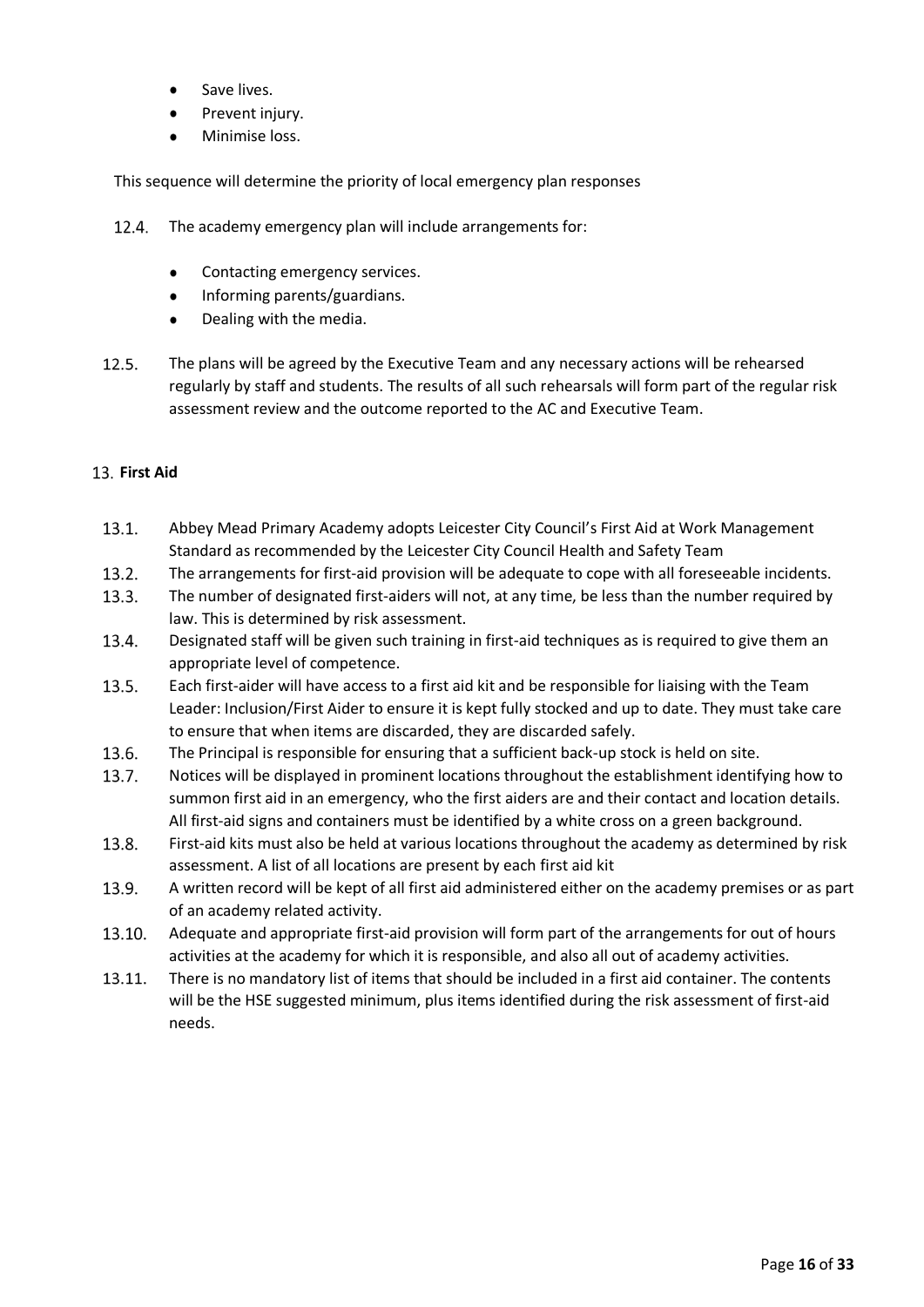- Save lives.
- Prevent injury.
- Minimise loss.

This sequence will determine the priority of local emergency plan responses

12.4. The academy emergency plan will include arrangements for:

- Contacting emergency services.
- Informing parents/guardians.
- Dealing with the media.

12.5. The plans will be agreed by the Executive Team and any necessary actions will be rehearsed regularly by staff and students. The results of all such rehearsals will form part of the regular risk assessment review and the outcome reported to the AC and Executive Team.

## 13. First Aid

13.1. Abbey Mead Primary Academy adopts Leicester City Council's First Aid at Work Management Standard as recommended by the Leicester City Council Health and Safety Team

13.2. The arrangements for first-aid provision will be adequate to cope with all foreseeable incidents.

13.3. The number of designated first-aiders will not, at any time, be less than the number required by law. This is determined by risk assessment.

13.4. Designated staff will be given such training in first-aid techniques as is required to give them an appropriate level of competence.

13.5. Each first-aider will have access to a first aid kit and be responsible for liaising with the Team Leader: Inclusion/First Aider to ensure it is kept fully stocked and up to date. They must take care to ensure that when items are discarded, they are discarded safely.

13.6. The Principal is responsible for ensuring that a sufficient back-up stock is held on site.

13.7. Notices will be displayed in prominent locations throughout the establishment identifying how to summon first aid in an emergency, who the first aiders are and their contact and location details. All first-aid signs and containers must be identified by a white cross on a green background.

13.8. First-aid kits must also be held at various locations throughout the academy as determined by risk assessment. A list of all locations are present by each first aid kit

13.9. A written record will be kept of all first aid administered either on the academy premises or as part of an academy related activity.

13.10. Adequate and appropriate first-aid provision will form part of the arrangements for out of hours activities at the academy for which it is responsible, and also all out of academy activities.

13.11. There is no mandatory list of items that should be included in a first aid container. The contents will be the HSE suggested minimum, plus items identified during the risk assessment of first-aid needs.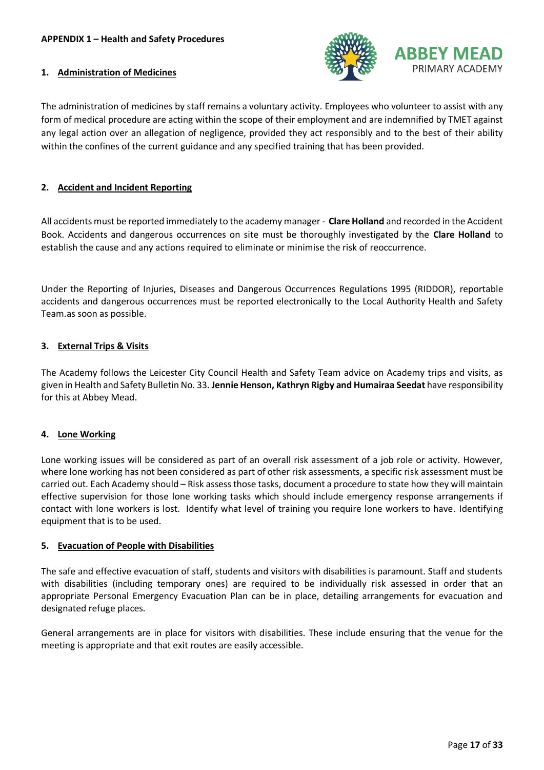**APPENDIX 1 – Health and Safety Procedures**

## 1. Administration of Medicines

The administration of medicines by staff remains a voluntary activity. Employees who volunteer to assist with any form of medical procedure are acting within the scope of their employment and are indemnified by TMET against any legal action over an allegation of negligence, provided they act responsibly and to the best of their ability within the confines of the current guidance and any specified training that has been provided.

## 2. Accident and Incident Reporting

All accidents must be reported immediately to the academy manager - **Clare Holland** and recorded in the Accident Book. Accidents and dangerous occurrences on site must be thoroughly investigated by the **Clare Holland** to establish the cause and any actions required to eliminate or minimise the risk of reoccurrence.

Under the Reporting of Injuries, Diseases and Dangerous Occurrences Regulations 1995 (RIDDOR), reportable accidents and dangerous occurrences must be reported electronically to the Local Authority Health and Safety Team.as soon as possible.

## 3. External Trips & Visits

The Academy follows the Leicester City Council Health and Safety Team advice on Academy trips and visits, as given in Health and Safety Bulletin No. 33. **Jennie Henson, Kathryn Rigby and Humairaa Seedat** have responsibility for this at Abbey Mead.

## 4. Lone Working

Lone working issues will be considered as part of an overall risk assessment of a job role or activity. However, where lone working has not been considered as part of other risk assessments, a specific risk assessment must be carried out. Each Academy should – Risk assess those tasks, document a procedure to state how they will maintain effective supervision for those lone working tasks which should include emergency response arrangements if contact with lone workers is lost. Identify what level of training you require lone workers to have. Identifying equipment that is to be used.

## 5. Evacuation of People with Disabilities

The safe and effective evacuation of staff, students and visitors with disabilities is paramount. Staff and students with disabilities (including temporary ones) are required to be individually risk assessed in order that an appropriate Personal Emergency Evacuation Plan can be in place, detailing arrangements for evacuation and designated refuge places.

General arrangements are in place for visitors with disabilities. These include ensuring that the venue for the meeting is appropriate and that exit routes are easily accessible.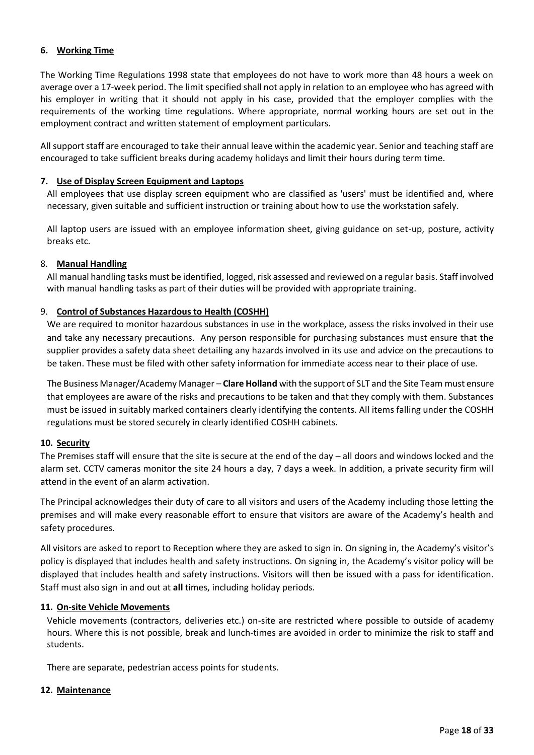### 6. Working Time

The Working Time Regulations 1998 state that employees do not have to work more than 48 hours a week on average over a 17-week period. The limit specified shall not apply in relation to an employee who has agreed with his employer in writing that it should not apply in his case, provided that the employer complies with the requirements of the working time regulations. Where appropriate, normal working hours are set out in the employment contract and written statement of employment particulars.

All support staff are encouraged to take their annual leave within the academic year. Senior and teaching staff are encouraged to take sufficient breaks during academy holidays and limit their hours during term time.

### 7. Use of Display Screen Equipment and Laptops

All employees that use display screen equipment who are classified as 'users' must be identified and, where necessary, given suitable and sufficient instruction or training about how to use the workstation safely.

All laptop users are issued with an employee information sheet, giving guidance on set-up, posture, activity breaks etc.

### 8. Manual Handling

All manual handling tasks must be identified, logged, risk assessed and reviewed on a regular basis. Staff involved with manual handling tasks as part of their duties will be provided with appropriate training.

### 9. Control of Substances Hazardous to Health (COSHH)

We are required to monitor hazardous substances in use in the workplace, assess the risks involved in their use and take any necessary precautions. Any person responsible for purchasing substances must ensure that the supplier provides a safety data sheet detailing any hazards involved in its use and advice on the precautions to be taken. These must be filed with other safety information for immediate access near to their place of use.

The Business Manager/Academy Manager – **Clare Holland** with the support of SLT and the Site Team must ensure that employees are aware of the risks and precautions to be taken and that they comply with them. Substances must be issued in suitably marked containers clearly identifying the contents. All items falling under the COSHH regulations must be stored securely in clearly identified COSHH cabinets.

### 10. Security

The Premises staff will ensure that the site is secure at the end of the day – all doors and windows locked and the alarm set. CCTV cameras monitor the site 24 hours a day, 7 days a week. In addition, a private security firm will attend in the event of an alarm activation.

The Principal acknowledges their duty of care to all visitors and users of the Academy including those letting the premises and will make every reasonable effort to ensure that visitors are aware of the Academy's health and safety procedures.

All visitors are asked to report to Reception where they are asked to sign in. On signing in, the Academy's visitor's policy is displayed that includes health and safety instructions. On signing in, the Academy's visitor policy will be displayed that includes health and safety instructions. Visitors will then be issued with a pass for identification. Staff must also sign in and out at **all** times, including holiday periods.

### 11. On-site Vehicle Movements

Vehicle movements (contractors, deliveries etc.) on-site are restricted where possible to outside of academy hours. Where this is not possible, break and lunch-times are avoided in order to minimize the risk to staff and students.

There are separate, pedestrian access points for students.

### 12. Maintenance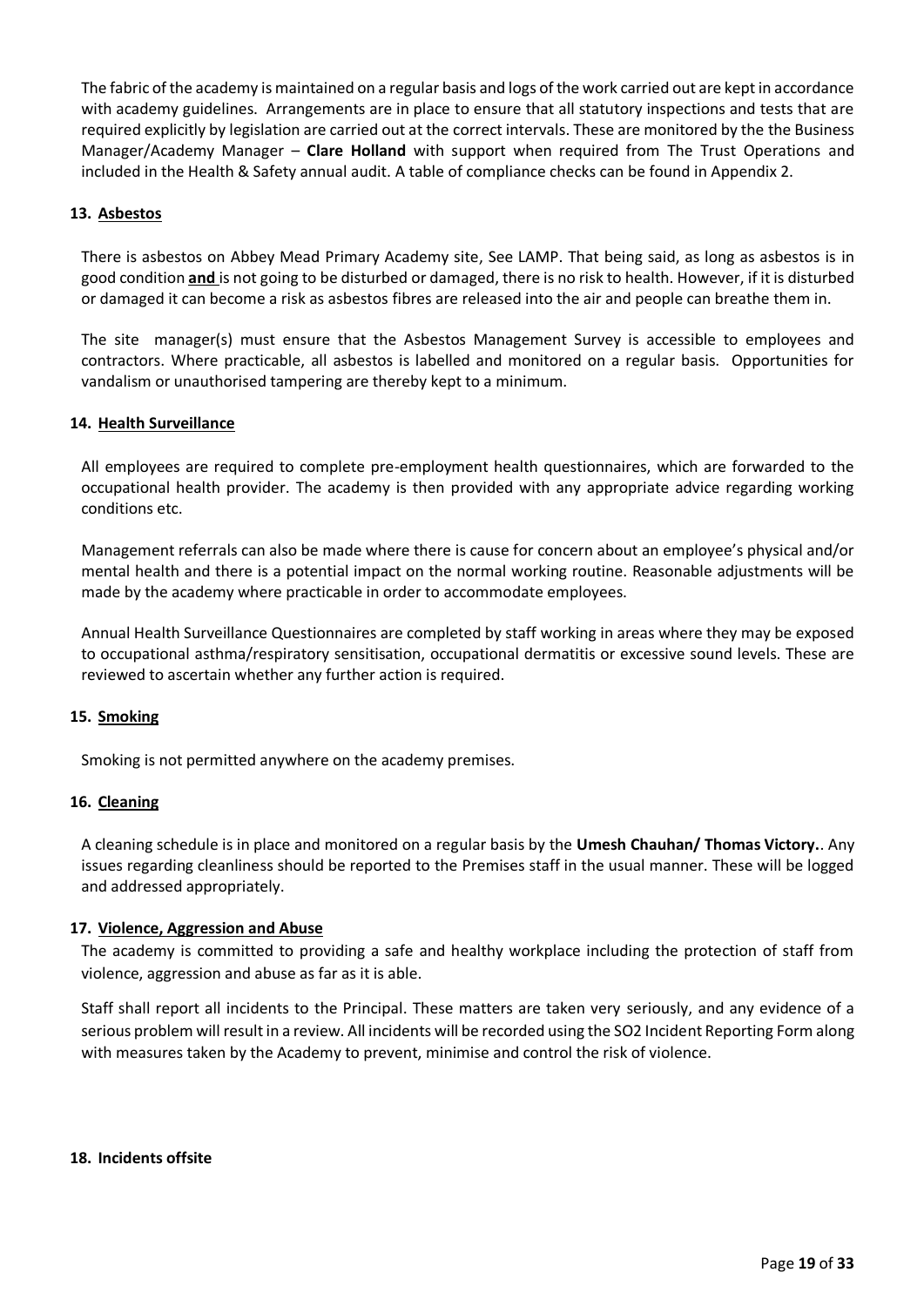The fabric of the academy is maintained on a regular basis and logs of the work carried out are kept in accordance with academy guidelines. Arrangements are in place to ensure that all statutory inspections and tests that are required explicitly by legislation are carried out at the correct intervals. These are monitored by the the Business Manager/Academy Manager – **Clare Holland** with support when required from The Trust Operations and included in the Health & Safety annual audit. A table of compliance checks can be found in Appendix 2.

## 13. Asbestos

There is asbestos on Abbey Mead Primary Academy site, See LAMP. That being said, as long as asbestos is in good condition **and** is not going to be disturbed or damaged, there is no risk to health. However, if it is disturbed or damaged it can become a risk as asbestos fibres are released into the air and people can breathe them in.

The site manager(s) must ensure that the Asbestos Management Survey is accessible to employees and contractors. Where practicable, all asbestos is labelled and monitored on a regular basis. Opportunities for vandalism or unauthorised tampering are thereby kept to a minimum.

## 14. Health Surveillance

All employees are required to complete pre-employment health questionnaires, which are forwarded to the occupational health provider. The academy is then provided with any appropriate advice regarding working conditions etc.

Management referrals can also be made where there is cause for concern about an employee's physical and/or mental health and there is a potential impact on the normal working routine. Reasonable adjustments will be made by the academy where practicable in order to accommodate employees.

Annual Health Surveillance Questionnaires are completed by staff working in areas where they may be exposed to occupational asthma/respiratory sensitisation, occupational dermatitis or excessive sound levels. These are reviewed to ascertain whether any further action is required.

## 15. Smoking

Smoking is not permitted anywhere on the academy premises.

## 16. Cleaning

A cleaning schedule is in place and monitored on a regular basis by the **Umesh Chauhan/ Thomas Victory.**. Any issues regarding cleanliness should be reported to the Premises staff in the usual manner. These will be logged and addressed appropriately.

## 17. Violence, Aggression and Abuse

The academy is committed to providing a safe and healthy workplace including the protection of staff from violence, aggression and abuse as far as it is able.

Staff shall report all incidents to the Principal. These matters are taken very seriously, and any evidence of a serious problem will result in a review. All incidents will be recorded using the SO2 Incident Reporting Form along with measures taken by the Academy to prevent, minimise and control the risk of violence.

## 18. Incidents offsite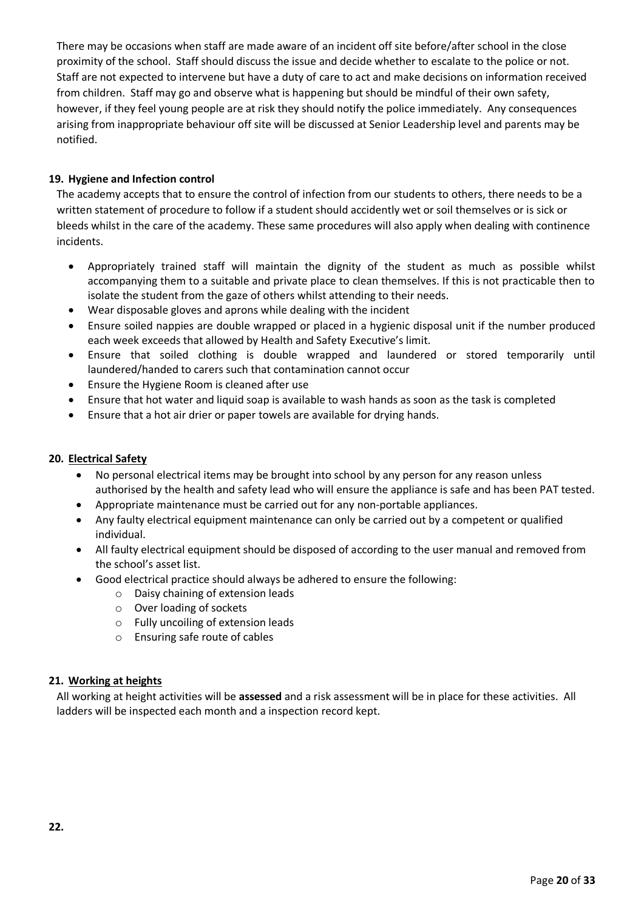There may be occasions when staff are made aware of an incident off site before/after school in the close proximity of the school. Staff should discuss the issue and decide whether to escalate to the police or not. Staff are not expected to intervene but have a duty of care to act and make decisions on information received from children. Staff may go and observe what is happening but should be mindful of their own safety, however, if they feel young people are at risk they should notify the police immediately. Any consequences arising from inappropriate behaviour off site will be discussed at Senior Leadership level and parents may be notified.

## 19. Hygiene and Infection control

The academy accepts that to ensure the control of infection from our students to others, there needs to be a written statement of procedure to follow if a student should accidently wet or soil themselves or is sick or bleeds whilst in the care of the academy. These same procedures will also apply when dealing with continence incidents.

- Appropriately trained staff will maintain the dignity of the student as much as possible whilst accompanying them to a suitable and private place to clean themselves. If this is not practicable then to isolate the student from the gaze of others whilst attending to their needs.
- Wear disposable gloves and aprons while dealing with the incident
- Ensure soiled nappies are double wrapped or placed in a hygienic disposal unit if the number produced each week exceeds that allowed by Health and Safety Executive's limit.
- Ensure that soiled clothing is double wrapped and laundered or stored temporarily until laundered/handed to carers such that contamination cannot occur
- Ensure the Hygiene Room is cleaned after use
- Ensure that hot water and liquid soap is available to wash hands as soon as the task is completed
- Ensure that a hot air drier or paper towels are available for drying hands.

## 20. Electrical Safety

- No personal electrical items may be brought into school by any person for any reason unless authorised by the health and safety lead who will ensure the appliance is safe and has been PAT tested.
- Appropriate maintenance must be carried out for any non-portable appliances.
- Any faulty electrical equipment maintenance can only be carried out by a competent or qualified individual.
- All faulty electrical equipment should be disposed of according to the user manual and removed from the school's asset list.
- Good electrical practice should always be adhered to ensure the following:
  - Daisy chaining of extension leads
  - Over loading of sockets
  - Fully uncoiling of extension leads
  - Ensuring safe route of cables

## 21. Working at heights

All working at height activities will be **assessed** and a risk assessment will be in place for these activities. All ladders will be inspected each month and a inspection record kept.

## 22.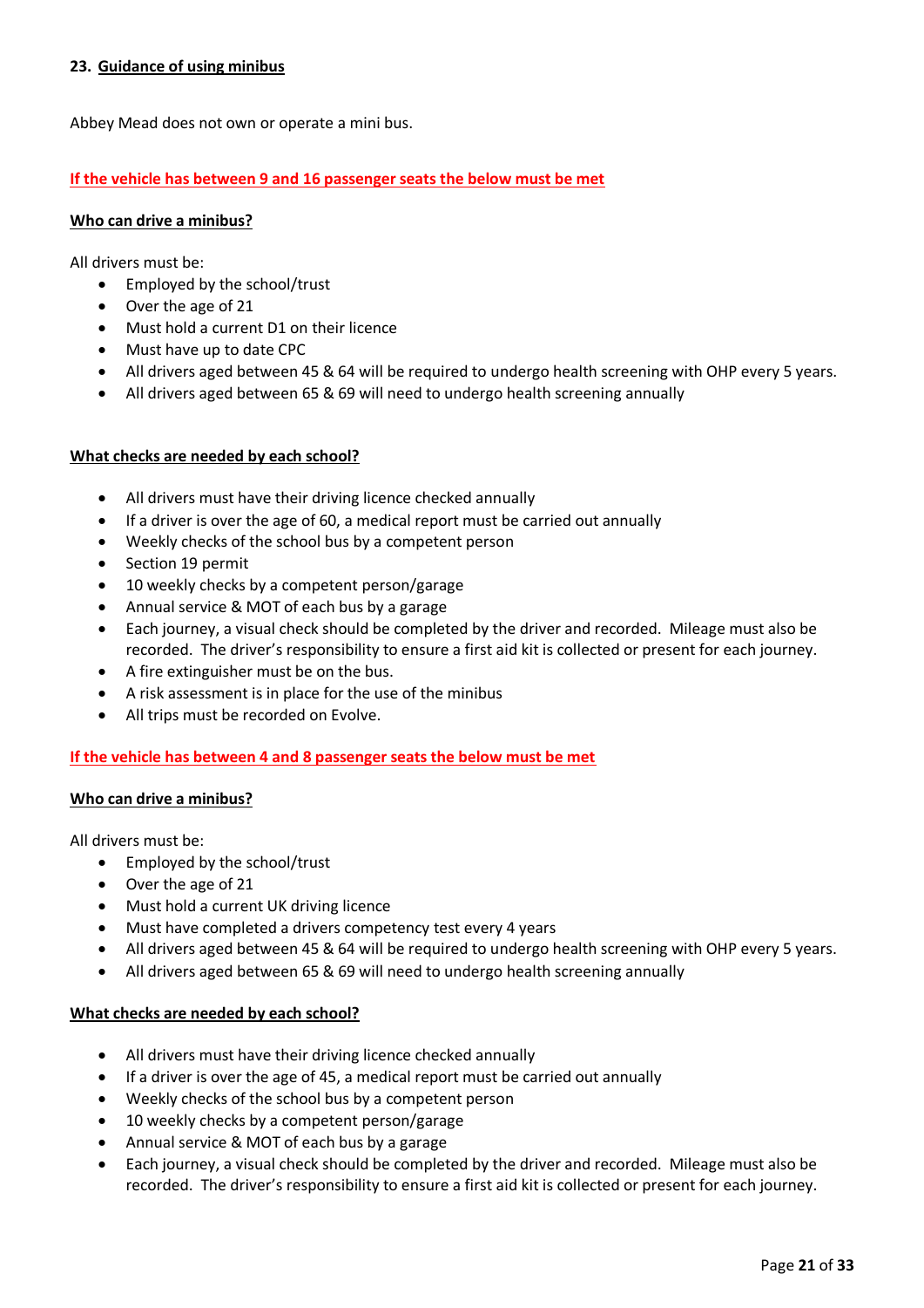## 23. Guidance of using minibus

Abbey Mead does not own or operate a mini bus.

**If the vehicle has between 9 and 16 passenger seats the below must be met**

**Who can drive a minibus?**

All drivers must be:

- Employed by the school/trust
- Over the age of 21
- Must hold a current D1 on their licence
- Must have up to date CPC
- All drivers aged between 45 & 64 will be required to undergo health screening with OHP every 5 years.
- All drivers aged between 65 & 69 will need to undergo health screening annually

**What checks are needed by each school?**

- All drivers must have their driving licence checked annually
- If a driver is over the age of 60, a medical report must be carried out annually
- Weekly checks of the school bus by a competent person
- Section 19 permit
- 10 weekly checks by a competent person/garage
- Annual service & MOT of each bus by a garage
- Each journey, a visual check should be completed by the driver and recorded. Mileage must also be recorded. The driver's responsibility to ensure a first aid kit is collected or present for each journey.
- A fire extinguisher must be on the bus.
- A risk assessment is in place for the use of the minibus
- All trips must be recorded on Evolve.

**If the vehicle has between 4 and 8 passenger seats the below must be met**

**Who can drive a minibus?**

All drivers must be:

- Employed by the school/trust
- Over the age of 21
- Must hold a current UK driving licence
- Must have completed a drivers competency test every 4 years
- All drivers aged between 45 & 64 will be required to undergo health screening with OHP every 5 years.
- All drivers aged between 65 & 69 will need to undergo health screening annually

**What checks are needed by each school?**

- All drivers must have their driving licence checked annually
- If a driver is over the age of 45, a medical report must be carried out annually
- Weekly checks of the school bus by a competent person
- 10 weekly checks by a competent person/garage
- Annual service & MOT of each bus by a garage
- Each journey, a visual check should be completed by the driver and recorded. Mileage must also be recorded. The driver's responsibility to ensure a first aid kit is collected or present for each journey.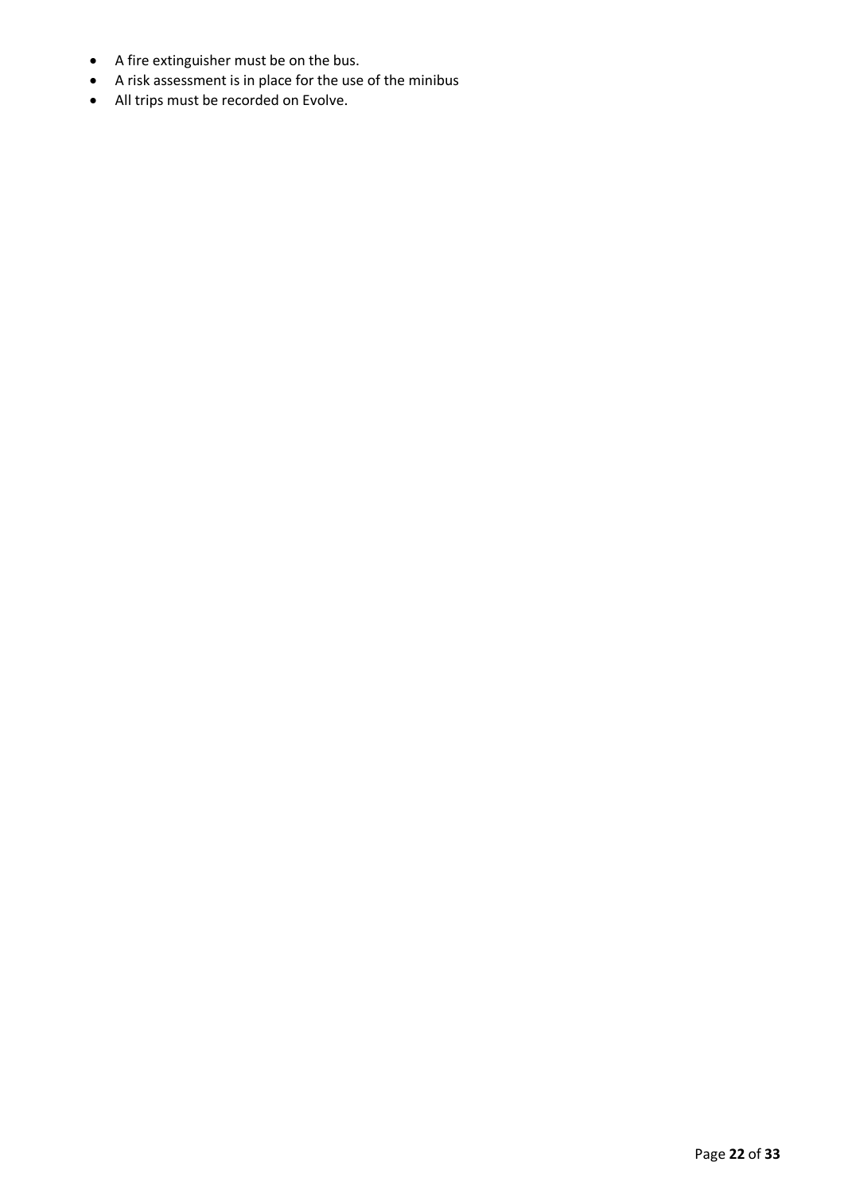- A fire extinguisher must be on the bus.
- A risk assessment is in place for the use of the minibus
- All trips must be recorded on Evolve.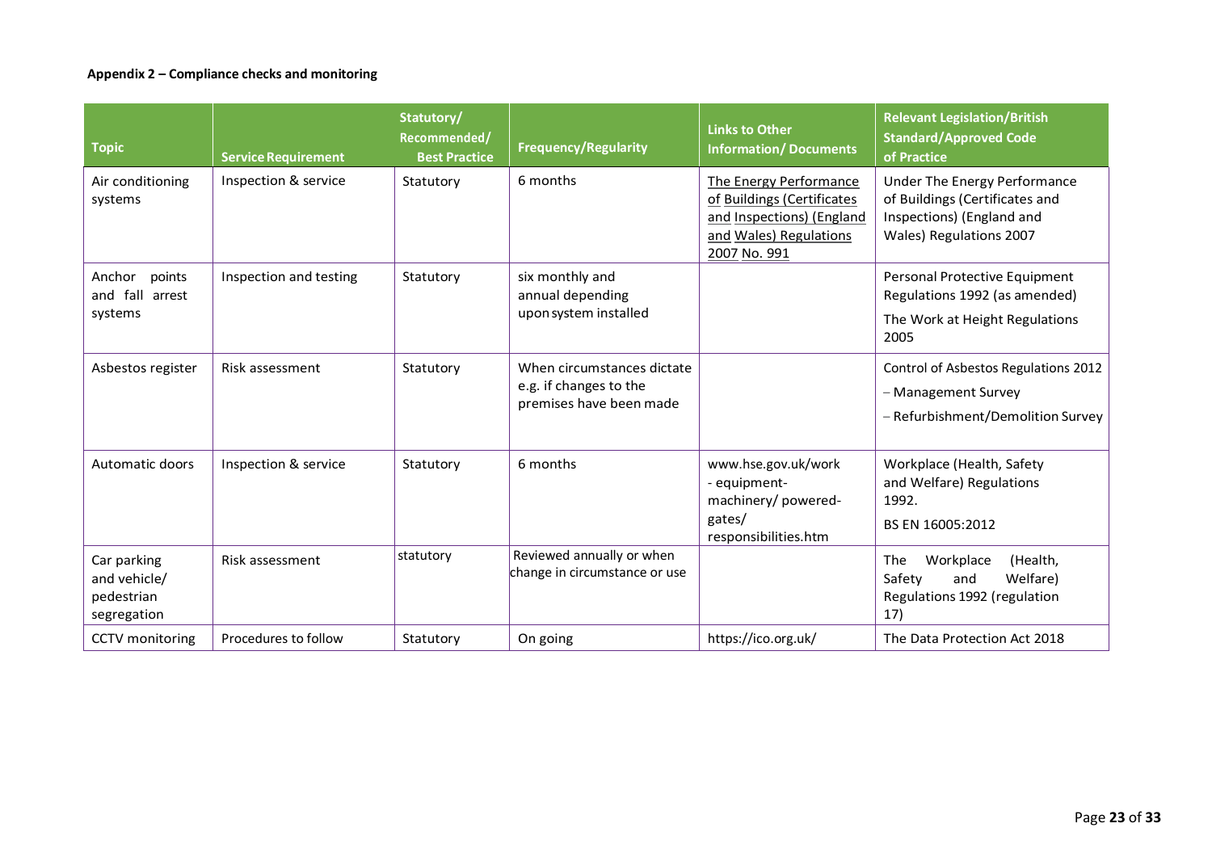**Appendix 2 – Compliance checks and monitoring**

| Topic | Service Requirement | Statutory/ Recommended/ Best Practice | Frequency/Regularity | Links to Other Information/ Documents | Relevant Legislation/British Standard/Approved Code of Practice |
|---|---|---|---|---|---|
| Air conditioning systems | Inspection & service | Statutory | 6 months | The Energy Performance of Buildings (Certificates and Inspections) (England and Wales) Regulations 2007 No. 991 | Under The Energy Performance of Buildings (Certificates and Inspections) (England and Wales) Regulations 2007 |
| Anchor points and fall arrest systems | Inspection and testing | Statutory | six monthly and annual depending upon system installed | | Personal Protective Equipment Regulations 1992 (as amended)<br>The Work at Height Regulations 2005 |
| Asbestos register | Risk assessment | Statutory | When circumstances dictate e.g. if changes to the premises have been made | | Control of Asbestos Regulations 2012<br>– Management Survey<br>– Refurbishment/Demolition Survey |
| Automatic doors | Inspection & service | Statutory | 6 months | www.hse.gov.uk/work - equipment-machinery/ powered-gates/ responsibilities.htm | Workplace (Health, Safety and Welfare) Regulations 1992.<br>BS EN 16005:2012 |
| Car parking and vehicle/ pedestrian segregation | Risk assessment | statutory | Reviewed annually or when change in circumstance or use | | The Workplace (Health, Safety and Welfare) Regulations 1992 (regulation 17) |
| CCTV monitoring | Procedures to follow | Statutory | On going | https://ico.org.uk/ | The Data Protection Act 2018 |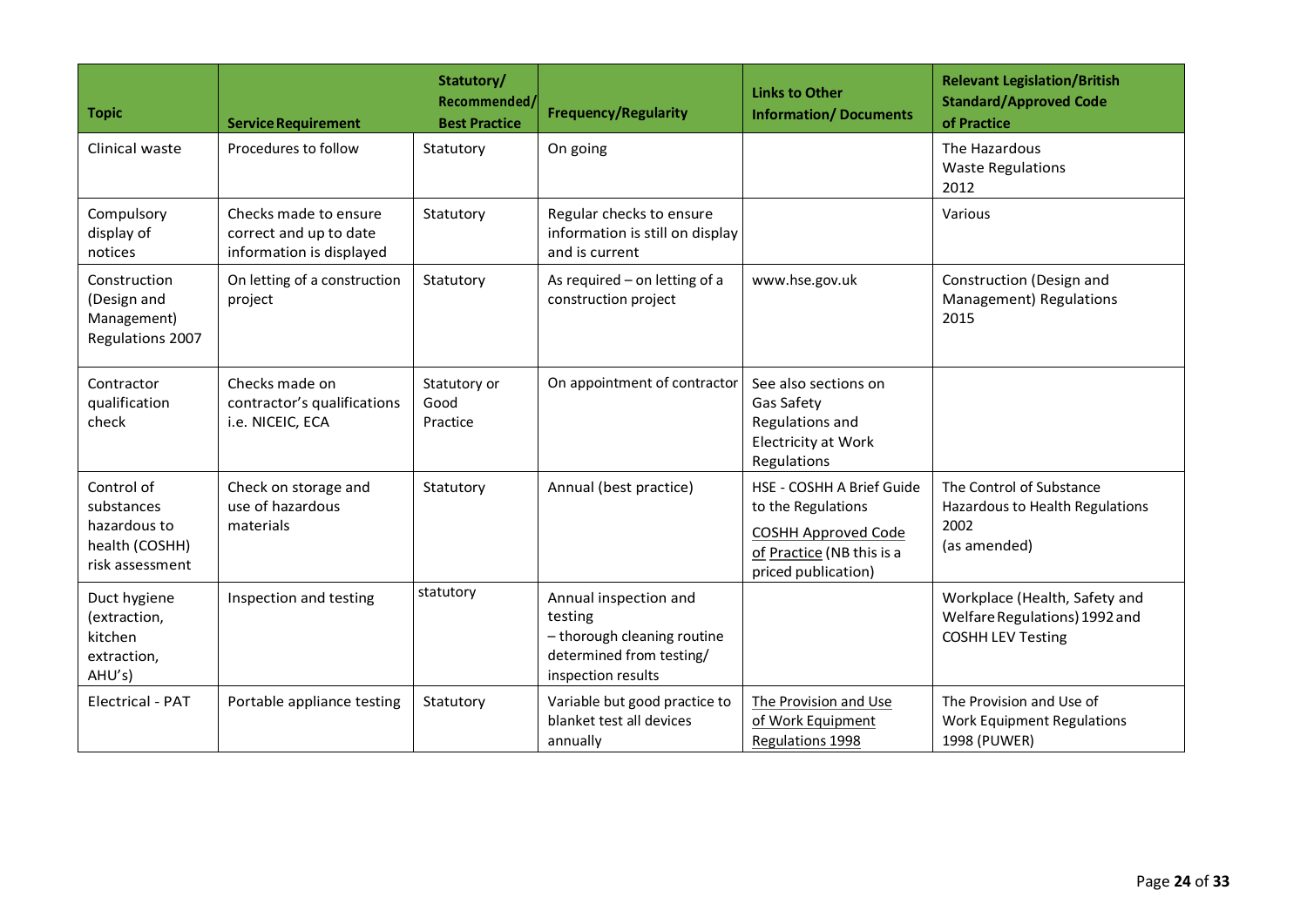| Topic | Service Requirement | Statutory/ Recommended/ Best Practice | Frequency/Regularity | Links to Other Information/ Documents | Relevant Legislation/British Standard/Approved Code of Practice |
|---|---|---|---|---|---|
| Clinical waste | Procedures to follow | Statutory | On going | | The Hazardous Waste Regulations 2012 |
| Compulsory display of notices | Checks made to ensure correct and up to date information is displayed | Statutory | Regular checks to ensure information is still on display and is current | | Various |
| Construction (Design and Management) Regulations 2007 | On letting of a construction project | Statutory | As required – on letting of a construction project | www.hse.gov.uk | Construction (Design and Management) Regulations 2015 |
| Contractor qualification check | Checks made on contractor's qualifications i.e. NICEIC, ECA | Statutory or Good Practice | On appointment of contractor | See also sections on Gas Safety Regulations and Electricity at Work Regulations | |
| Control of substances hazardous to health (COSHH) risk assessment | Check on storage and use of hazardous materials | Statutory | Annual (best practice) | HSE - COSHH A Brief Guide to the Regulations<br>COSHH Approved Code of Practice (NB this is a priced publication) | The Control of Substance Hazardous to Health Regulations 2002 (as amended) |
| Duct hygiene (extraction, kitchen extraction, AHU's) | Inspection and testing | statutory | Annual inspection and testing – thorough cleaning routine determined from testing/ inspection results | | Workplace (Health, Safety and Welfare Regulations) 1992 and COSHH LEV Testing |
| Electrical - PAT | Portable appliance testing | Statutory | Variable but good practice to blanket test all devices annually | The Provision and Use of Work Equipment Regulations 1998 | The Provision and Use of Work Equipment Regulations 1998 (PUWER) |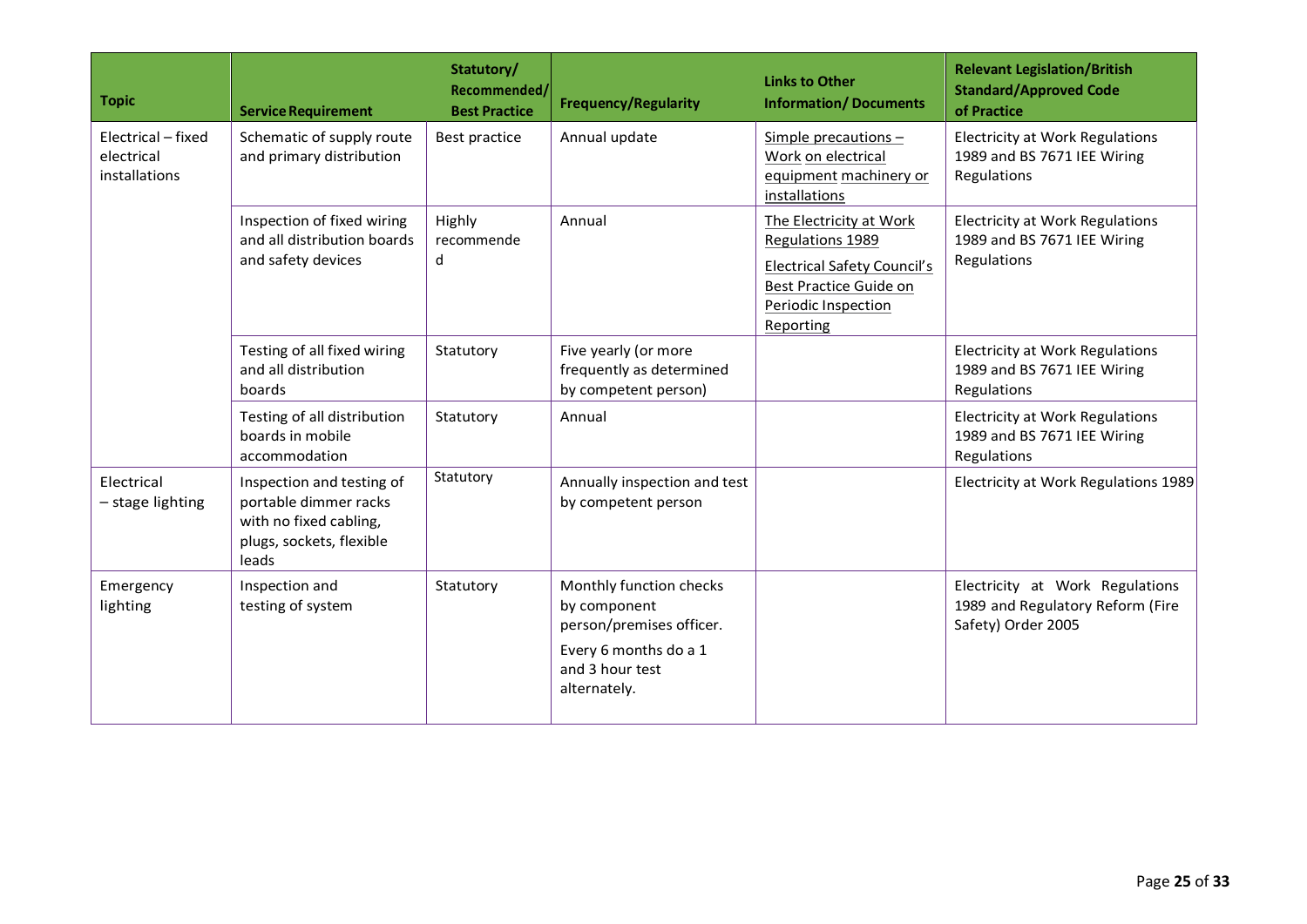| Topic | Service Requirement | Statutory/ Recommended/ Best Practice | Frequency/Regularity | Links to Other Information/ Documents | Relevant Legislation/British Standard/Approved Code of Practice |
|---|---|---|---|---|---|
| Electrical – fixed electrical installations | Schematic of supply route and primary distribution | Best practice | Annual update | Simple precautions – Work on electrical equipment machinery or installations | Electricity at Work Regulations 1989 and BS 7671 IEE Wiring Regulations |
| | Inspection of fixed wiring and all distribution boards and safety devices | Highly recommended | Annual | The Electricity at Work Regulations 1989<br>Electrical Safety Council's Best Practice Guide on Periodic Inspection Reporting | Electricity at Work Regulations 1989 and BS 7671 IEE Wiring Regulations |
| | Testing of all fixed wiring and all distribution boards | Statutory | Five yearly (or more frequently as determined by competent person) | | Electricity at Work Regulations 1989 and BS 7671 IEE Wiring Regulations |
| | Testing of all distribution boards in mobile accommodation | Statutory | Annual | | Electricity at Work Regulations 1989 and BS 7671 IEE Wiring Regulations |
| Electrical – stage lighting | Inspection and testing of portable dimmer racks with no fixed cabling, plugs, sockets, flexible leads | Statutory | Annually inspection and test by competent person | | Electricity at Work Regulations 1989 |
| Emergency lighting | Inspection and testing of system | Statutory | Monthly function checks by component person/premises officer.<br>Every 6 months do a 1 and 3 hour test alternately. | | Electricity at Work Regulations 1989 and Regulatory Reform (Fire Safety) Order 2005 |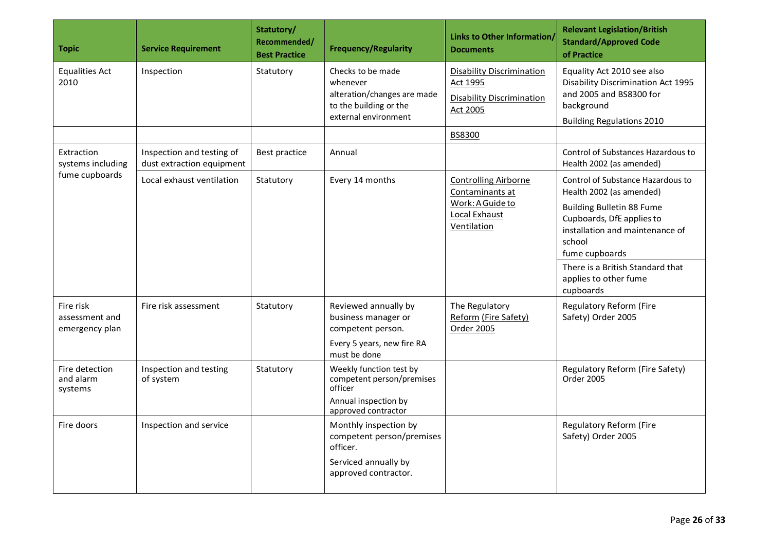| Topic | Service Requirement | Statutory/ Recommended/ Best Practice | Frequency/Regularity | Links to Other Information/ Documents | Relevant Legislation/British Standard/Approved Code of Practice |
|---|---|---|---|---|---|
| Equalities Act 2010 | Inspection | Statutory | Checks to be made whenever alteration/changes are made to the building or the external environment | Disability Discrimination Act 1995<br>Disability Discrimination Act 2005 | Equality Act 2010 see also Disability Discrimination Act 1995 and 2005 and BS8300 for background<br>Building Regulations 2010 |
| | | | | BS8300 | |
| Extraction systems including fume cupboards | Inspection and testing of dust extraction equipment | Best practice | Annual | | Control of Substances Hazardous to Health 2002 (as amended) |
| | Local exhaust ventilation | Statutory | Every 14 months | Controlling Airborne Contaminants at Work: A Guide to Local Exhaust Ventilation | Control of Substance Hazardous to Health 2002 (as amended)<br>Building Bulletin 88 Fume Cupboards, DfE applies to installation and maintenance of school fume cupboards<br>There is a British Standard that applies to other fume cupboards |
| Fire risk assessment and emergency plan | Fire risk assessment | Statutory | Reviewed annually by business manager or competent person.<br>Every 5 years, new fire RA must be done | The Regulatory Reform (Fire Safety) Order 2005 | Regulatory Reform (Fire Safety) Order 2005 |
| Fire detection and alarm systems | Inspection and testing of system | Statutory | Weekly function test by competent person/premises officer<br>Annual inspection by approved contractor | | Regulatory Reform (Fire Safety) Order 2005 |
| Fire doors | Inspection and service | | Monthly inspection by competent person/premises officer.<br>Serviced annually by approved contractor. | | Regulatory Reform (Fire Safety) Order 2005 |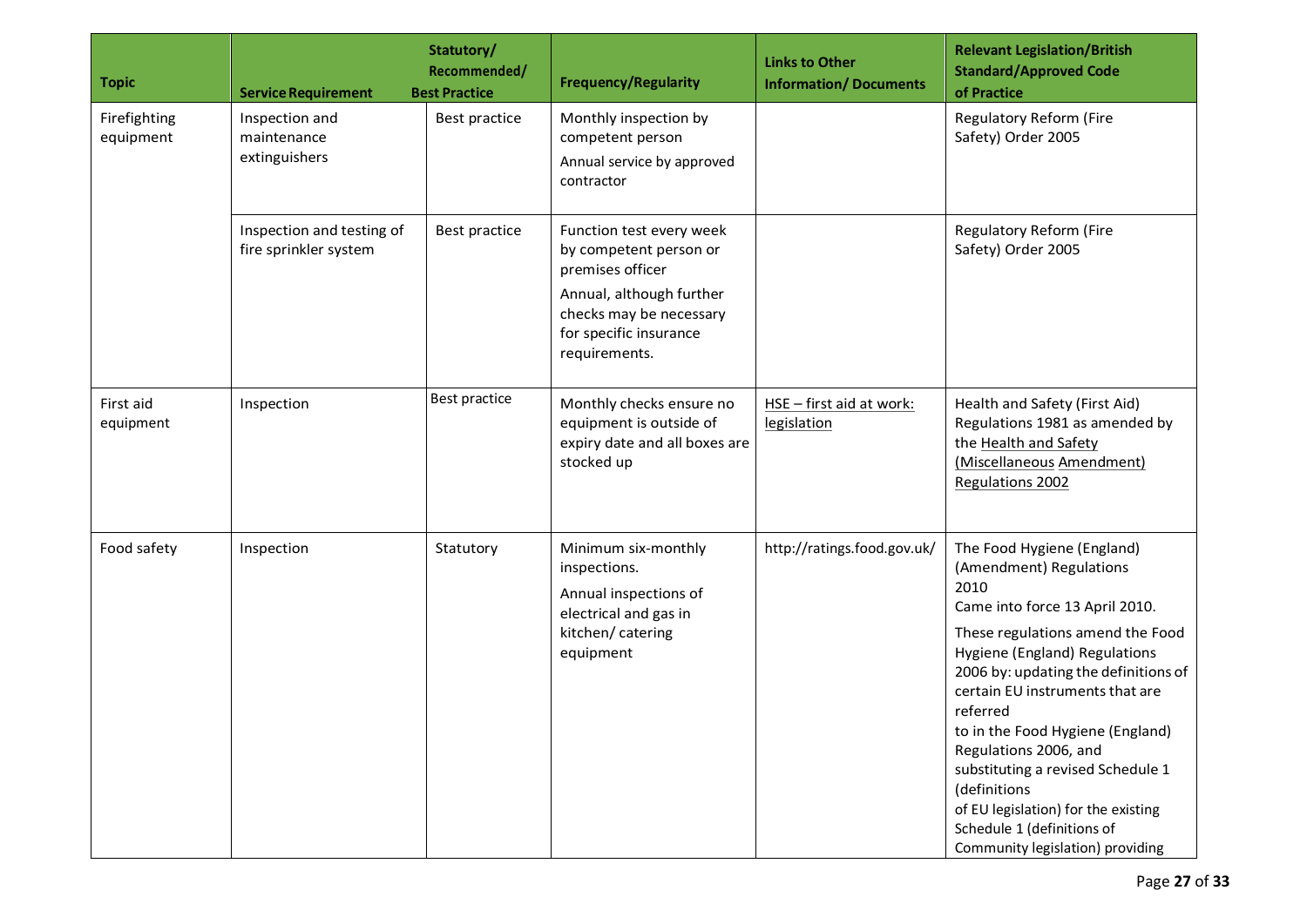| Topic | Service Requirement | Statutory/ Recommended/ Best Practice | Frequency/Regularity | Links to Other Information/ Documents | Relevant Legislation/British Standard/Approved Code of Practice |
|---|---|---|---|---|---|
| Firefighting equipment | Inspection and maintenance extinguishers | Best practice | Monthly inspection by competent person<br>Annual service by approved contractor | | Regulatory Reform (Fire Safety) Order 2005 |
| | Inspection and testing of fire sprinkler system | Best practice | Function test every week by competent person or premises officer<br>Annual, although further checks may be necessary for specific insurance requirements. | | Regulatory Reform (Fire Safety) Order 2005 |
| First aid equipment | Inspection | Best practice | Monthly checks ensure no equipment is outside of expiry date and all boxes are stocked up | HSE – first aid at work: legislation | Health and Safety (First Aid) Regulations 1981 as amended by the Health and Safety (Miscellaneous Amendment) Regulations 2002 |
| Food safety | Inspection | Statutory | Minimum six-monthly inspections.<br>Annual inspections of electrical and gas in kitchen/ catering equipment | http://ratings.food.gov.uk/ | The Food Hygiene (England) (Amendment) Regulations 2010<br>Came into force 13 April 2010.<br>These regulations amend the Food Hygiene (England) Regulations 2006 by: updating the definitions of certain EU instruments that are referred to in the Food Hygiene (England) Regulations 2006, and substituting a revised Schedule 1 (definitions of EU legislation) for the existing Schedule 1 (definitions of Community legislation) providing |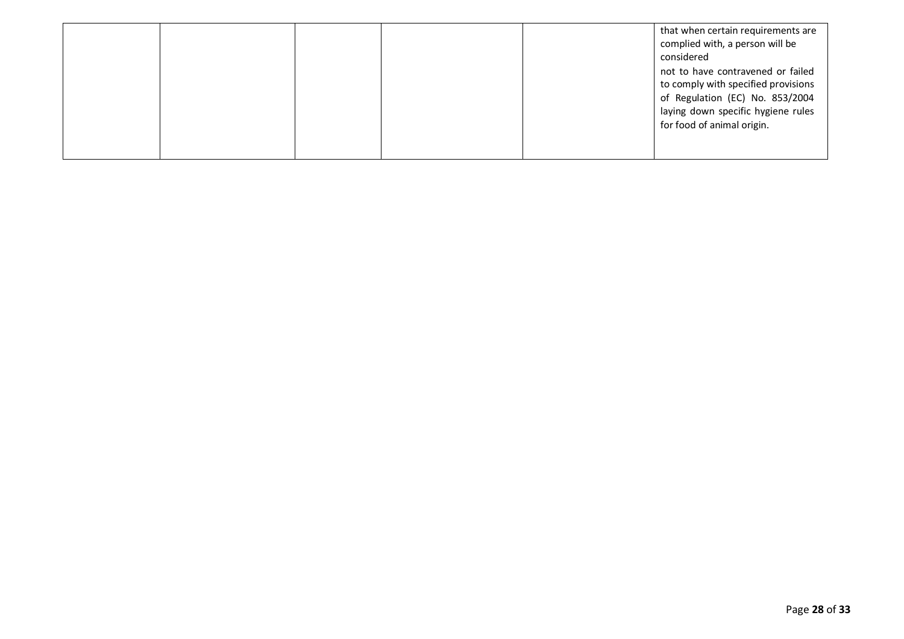|  |  |  |  |  |  |
|---|---|---|---|---|---|
|  |  |  |  |  | that when certain requirements are complied with, a person will be considered not to have contravened or failed to comply with specified provisions of Regulation (EC) No. 853/2004 laying down specific hygiene rules for food of animal origin. |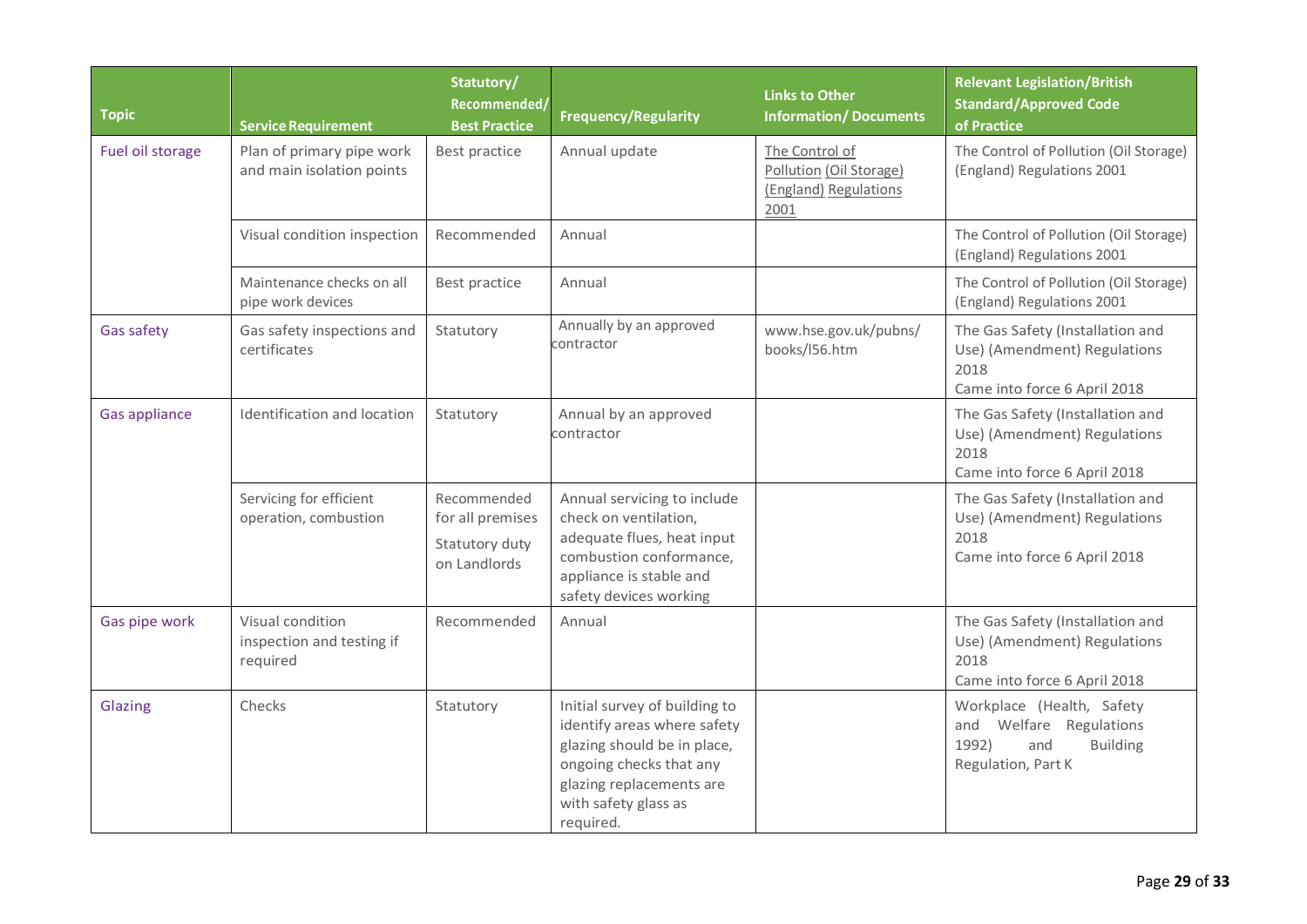| Topic | Service Requirement | Statutory/ Recommended/ Best Practice | Frequency/Regularity | Links to Other Information/ Documents | Relevant Legislation/British Standard/Approved Code of Practice |
|---|---|---|---|---|---|
| Fuel oil storage | Plan of primary pipe work and main isolation points | Best practice | Annual update | The Control of Pollution (Oil Storage) (England) Regulations 2001 | The Control of Pollution (Oil Storage) (England) Regulations 2001 |
| | Visual condition inspection | Recommended | Annual | | The Control of Pollution (Oil Storage) (England) Regulations 2001 |
| | Maintenance checks on all pipe work devices | Best practice | Annual | | The Control of Pollution (Oil Storage) (England) Regulations 2001 |
| Gas safety | Gas safety inspections and certificates | Statutory | Annually by an approved contractor | www.hse.gov.uk/pubns/books/l56.htm | The Gas Safety (Installation and Use) (Amendment) Regulations 2018<br>Came into force 6 April 2018 |
| Gas appliance | Identification and location | Statutory | Annual by an approved contractor | | The Gas Safety (Installation and Use) (Amendment) Regulations 2018<br>Came into force 6 April 2018 |
| | Servicing for efficient operation, combustion | Recommended for all premises<br>Statutory duty on Landlords | Annual servicing to include check on ventilation, adequate flues, heat input combustion conformance, appliance is stable and safety devices working | | The Gas Safety (Installation and Use) (Amendment) Regulations 2018<br>Came into force 6 April 2018 |
| Gas pipe work | Visual condition inspection and testing if required | Recommended | Annual | | The Gas Safety (Installation and Use) (Amendment) Regulations 2018<br>Came into force 6 April 2018 |
| Glazing | Checks | Statutory | Initial survey of building to identify areas where safety glazing should be in place, ongoing checks that any glazing replacements are with safety glass as required. | | Workplace (Health, Safety and Welfare Regulations 1992) and Building Regulation, Part K |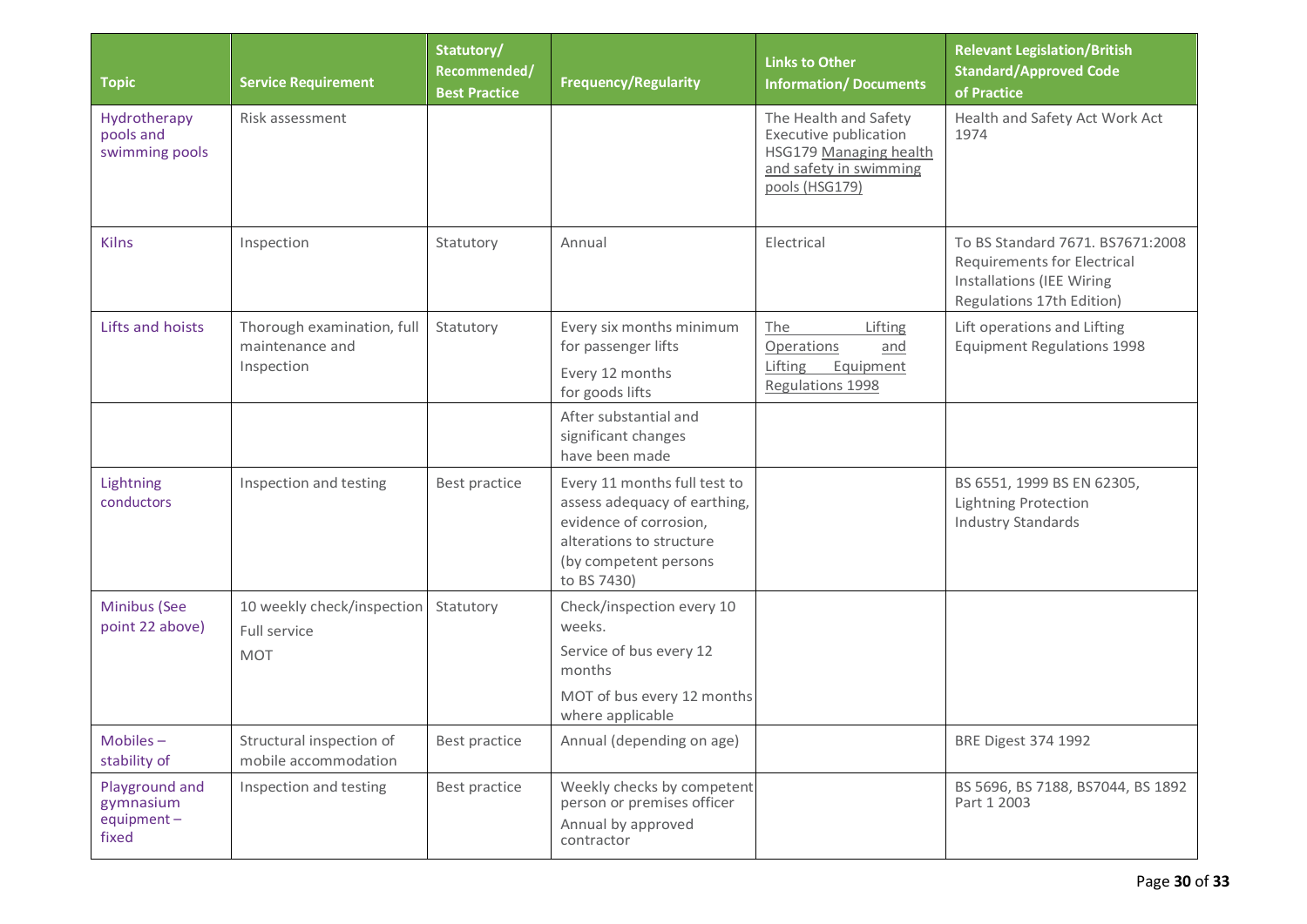| Topic | Service Requirement | Statutory/ Recommended/ Best Practice | Frequency/Regularity | Links to Other Information/ Documents | Relevant Legislation/British Standard/Approved Code of Practice |
|---|---|---|---|---|---|
| Hydrotherapy pools and swimming pools | Risk assessment | | | The Health and Safety Executive publication HSG179 Managing health and safety in swimming pools (HSG179) | Health and Safety Act Work Act 1974 |
| Kilns | Inspection | Statutory | Annual | Electrical | To BS Standard 7671. BS7671:2008 Requirements for Electrical Installations (IEE Wiring Regulations 17th Edition) |
| Lifts and hoists | Thorough examination, full maintenance and Inspection | Statutory | Every six months minimum for passenger lifts<br>Every 12 months for goods lifts | The Lifting Operations and Lifting Equipment Regulations 1998 | Lift operations and Lifting Equipment Regulations 1998 |
| | | | After substantial and significant changes have been made | | |
| Lightning conductors | Inspection and testing | Best practice | Every 11 months full test to assess adequacy of earthing, evidence of corrosion, alterations to structure (by competent persons to BS 7430) | | BS 6551, 1999 BS EN 62305, Lightning Protection Industry Standards |
| Minibus (See point 22 above) | 10 weekly check/inspection<br>Full service<br>MOT | Statutory | Check/inspection every 10 weeks.<br>Service of bus every 12 months<br>MOT of bus every 12 months where applicable | | |
| Mobiles – stability of | Structural inspection of mobile accommodation | Best practice | Annual (depending on age) | | BRE Digest 374 1992 |
| Playground and gymnasium equipment – fixed | Inspection and testing | Best practice | Weekly checks by competent person or premises officer<br>Annual by approved contractor | | BS 5696, BS 7188, BS7044, BS 1892 Part 1 2003 |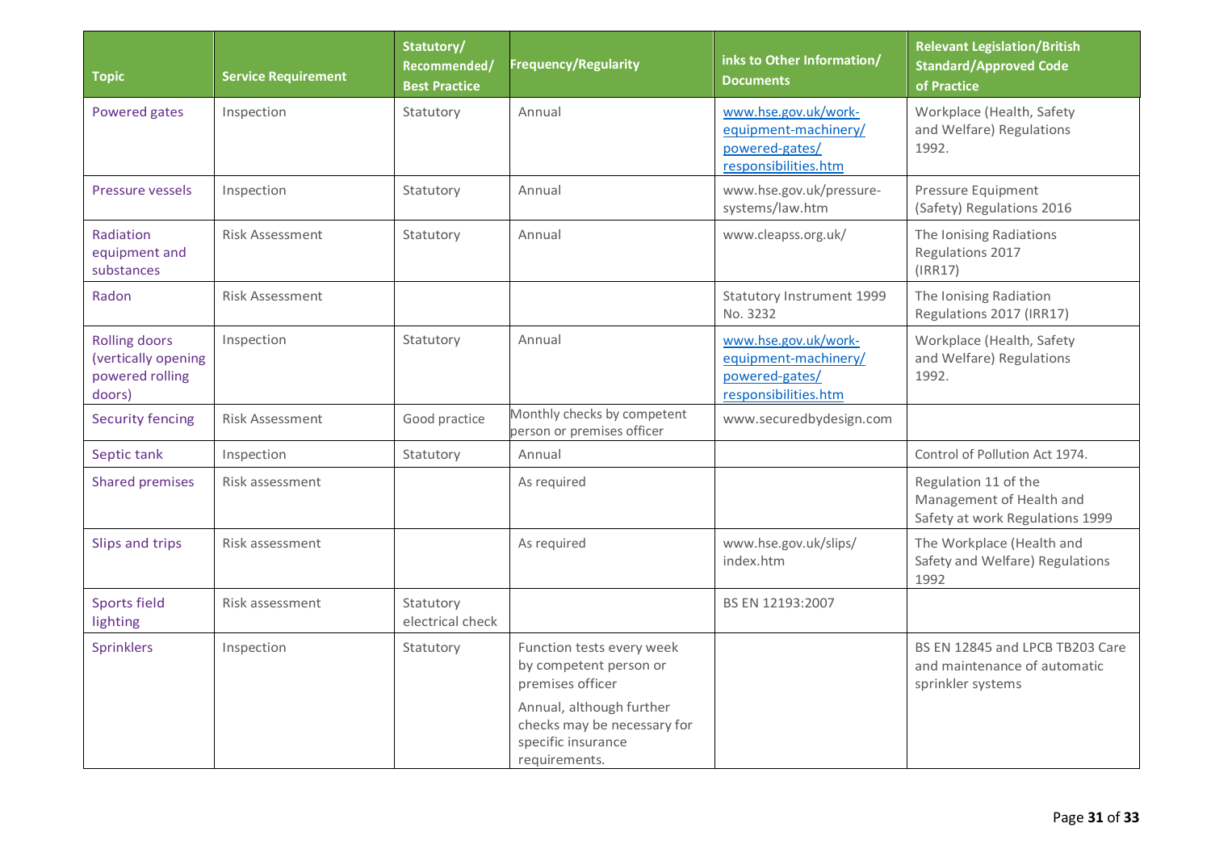| Topic | Service Requirement | Statutory/ Recommended/ Best Practice | Frequency/Regularity | inks to Other Information/ Documents | Relevant Legislation/British Standard/Approved Code of Practice |
|---|---|---|---|---|---|
| Powered gates | Inspection | Statutory | Annual | www.hse.gov.uk/work-equipment-machinery/powered-gates/responsibilities.htm | Workplace (Health, Safety and Welfare) Regulations 1992. |
| Pressure vessels | Inspection | Statutory | Annual | www.hse.gov.uk/pressure-systems/law.htm | Pressure Equipment (Safety) Regulations 2016 |
| Radiation equipment and substances | Risk Assessment | Statutory | Annual | www.cleapss.org.uk/ | The Ionising Radiations Regulations 2017 (IRR17) |
| Radon | Risk Assessment | | | Statutory Instrument 1999 No. 3232 | The Ionising Radiation Regulations 2017 (IRR17) |
| Rolling doors (vertically opening powered rolling doors) | Inspection | Statutory | Annual | www.hse.gov.uk/work-equipment-machinery/powered-gates/responsibilities.htm | Workplace (Health, Safety and Welfare) Regulations 1992. |
| Security fencing | Risk Assessment | Good practice | Monthly checks by competent person or premises officer | www.securedbydesign.com | |
| Septic tank | Inspection | Statutory | Annual | | Control of Pollution Act 1974. |
| Shared premises | Risk assessment | | As required | | Regulation 11 of the Management of Health and Safety at work Regulations 1999 |
| Slips and trips | Risk assessment | | As required | www.hse.gov.uk/slips/index.htm | The Workplace (Health and Safety and Welfare) Regulations 1992 |
| Sports field lighting | Risk assessment | Statutory electrical check | | BS EN 12193:2007 | |
| Sprinklers | Inspection | Statutory | Function tests every week by competent person or premises officer<br><br>Annual, although further checks may be necessary for specific insurance requirements. | | BS EN 12845 and LPCB TB203 Care and maintenance of automatic sprinkler systems |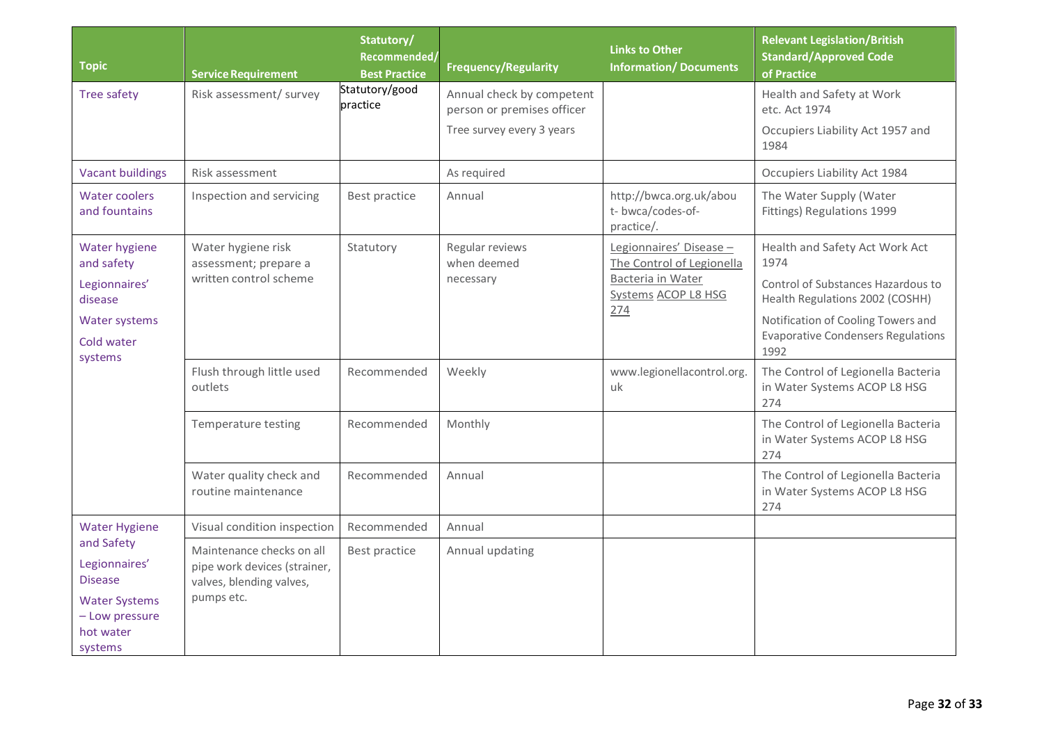| Topic | Service Requirement | Statutory/ Recommended/ Best Practice | Frequency/Regularity | Links to Other Information/ Documents | Relevant Legislation/British Standard/Approved Code of Practice |
|---|---|---|---|---|---|
| Tree safety | Risk assessment/ survey | Statutory/good practice | Annual check by competent person or premises officer<br>Tree survey every 3 years | | Health and Safety at Work etc. Act 1974<br>Occupiers Liability Act 1957 and 1984 |
| Vacant buildings | Risk assessment | | As required | | Occupiers Liability Act 1984 |
| Water coolers and fountains | Inspection and servicing | Best practice | Annual | http://bwca.org.uk/about- bwca/codes-of-practice/. | The Water Supply (Water Fittings) Regulations 1999 |
| Water hygiene and safety<br>Legionnaires' disease<br>Water systems<br>Cold water systems | Water hygiene risk assessment; prepare a written control scheme | Statutory | Regular reviews when deemed necessary | Legionnaires' Disease – The Control of Legionella Bacteria in Water Systems ACOP L8 HSG 274 | Health and Safety Act Work Act 1974<br>Control of Substances Hazardous to Health Regulations 2002 (COSHH)<br>Notification of Cooling Towers and Evaporative Condensers Regulations 1992 |
| | Flush through little used outlets | Recommended | Weekly | www.legionellacontrol.org.uk | The Control of Legionella Bacteria in Water Systems ACOP L8 HSG 274 |
| | Temperature testing | Recommended | Monthly | | The Control of Legionella Bacteria in Water Systems ACOP L8 HSG 274 |
| | Water quality check and routine maintenance | Recommended | Annual | | The Control of Legionella Bacteria in Water Systems ACOP L8 HSG 274 |
| Water Hygiene and Safety<br>Legionnaires' Disease<br>Water Systems – Low pressure hot water systems | Visual condition inspection | Recommended | Annual | | |
| | Maintenance checks on all pipe work devices (strainer, valves, blending valves, pumps etc. | Best practice | Annual updating | | |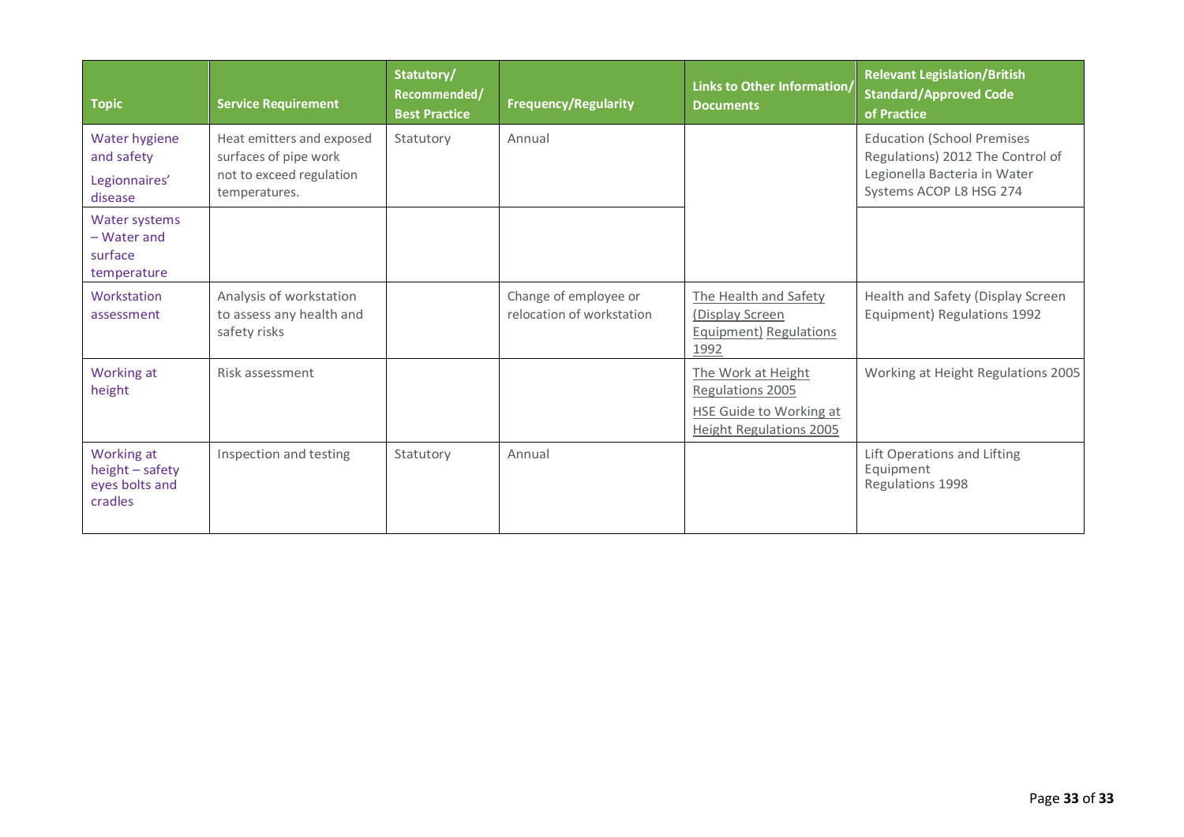| Topic | Service Requirement | Statutory/ Recommended/ Best Practice | Frequency/Regularity | Links to Other Information/ Documents | Relevant Legislation/British Standard/Approved Code of Practice |
|---|---|---|---|---|---|
| Water hygiene and safety Legionnaires' disease | Heat emitters and exposed surfaces of pipe work not to exceed regulation temperatures. | Statutory | Annual | | Education (School Premises Regulations) 2012 The Control of Legionella Bacteria in Water Systems ACOP L8 HSG 274 |
| Water systems – Water and surface temperature | | | | | |
| Workstation assessment | Analysis of workstation to assess any health and safety risks | | Change of employee or relocation of workstation | The Health and Safety (Display Screen Equipment) Regulations 1992 | Health and Safety (Display Screen Equipment) Regulations 1992 |
| Working at height | Risk assessment | | | The Work at Height Regulations 2005<br>HSE Guide to Working at Height Regulations 2005 | Working at Height Regulations 2005 |
| Working at height – safety eyes bolts and cradles | Inspection and testing | Statutory | Annual | | Lift Operations and Lifting Equipment Regulations 1998 |